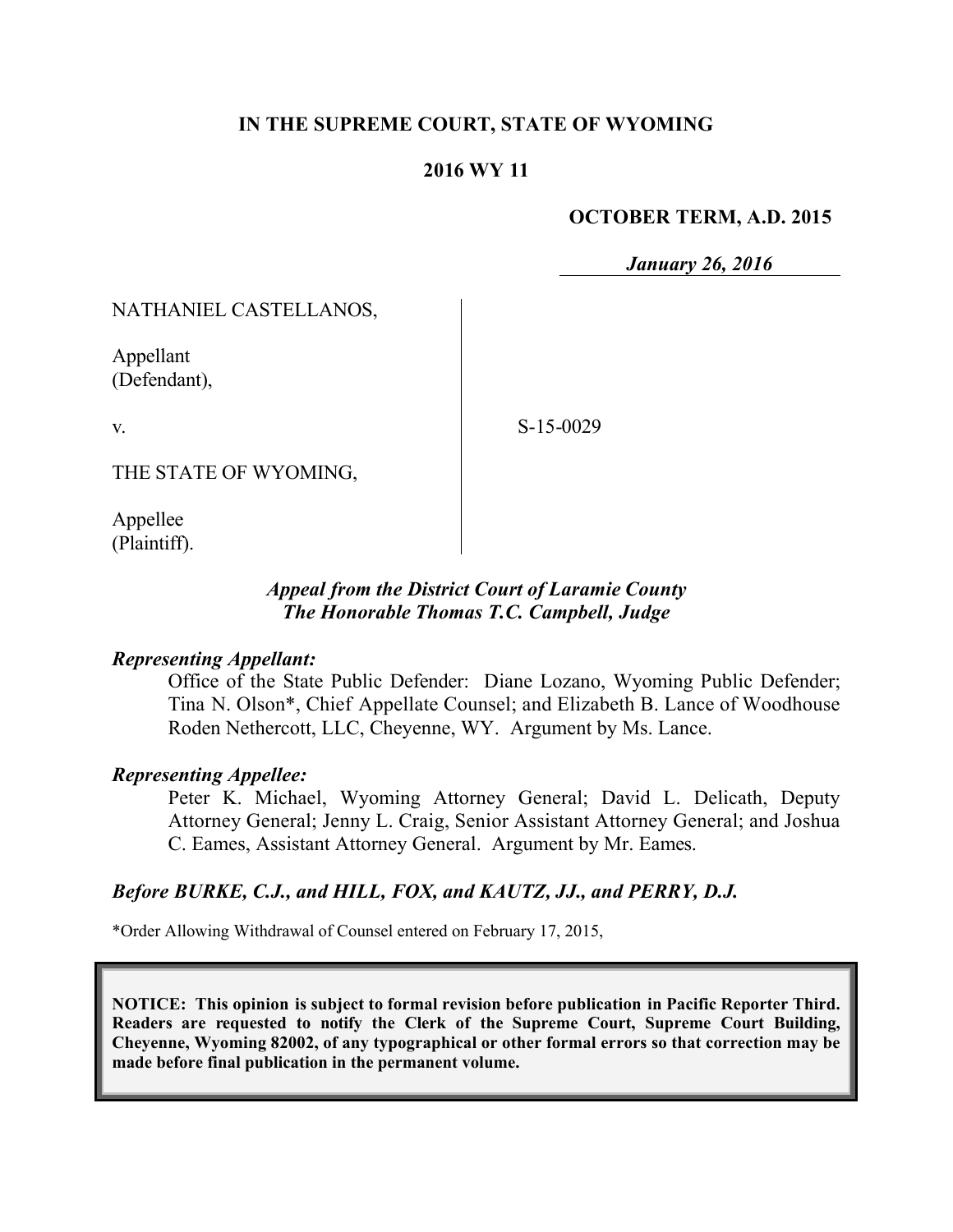**IN THE SUPREME COURT, STATE OF WYOMING**

**2016 WY 11**

**OCTOBER TERM, A.D. 2015**

***January 26, 2016***

NATHANIEL CASTELLANOS,

Appellant
(Defendant),

v.

S-15-0029

THE STATE OF WYOMING,

Appellee
(Plaintiff).

***Appeal from the District Court of Laramie County***
***The Honorable Thomas T.C. Campbell, Judge***

***Representing Appellant:***

Office of the State Public Defender: Diane Lozano, Wyoming Public Defender; Tina N. Olson*, Chief Appellate Counsel; and Elizabeth B. Lance of Woodhouse Roden Nethercott, LLC, Cheyenne, WY. Argument by Ms. Lance.

***Representing Appellee:***

Peter K. Michael, Wyoming Attorney General; David L. Delicath, Deputy Attorney General; Jenny L. Craig, Senior Assistant Attorney General; and Joshua C. Eames, Assistant Attorney General. Argument by Mr. Eames.

***Before BURKE, C.J., and HILL, FOX, and KAUTZ, JJ., and PERRY, D.J.***

*Order Allowing Withdrawal of Counsel entered on February 17, 2015,

**NOTICE: This opinion is subject to formal revision before publication in Pacific Reporter Third. Readers are requested to notify the Clerk of the Supreme Court, Supreme Court Building, Cheyenne, Wyoming 82002, of any typographical or other formal errors so that correction may be made before final publication in the permanent volume.**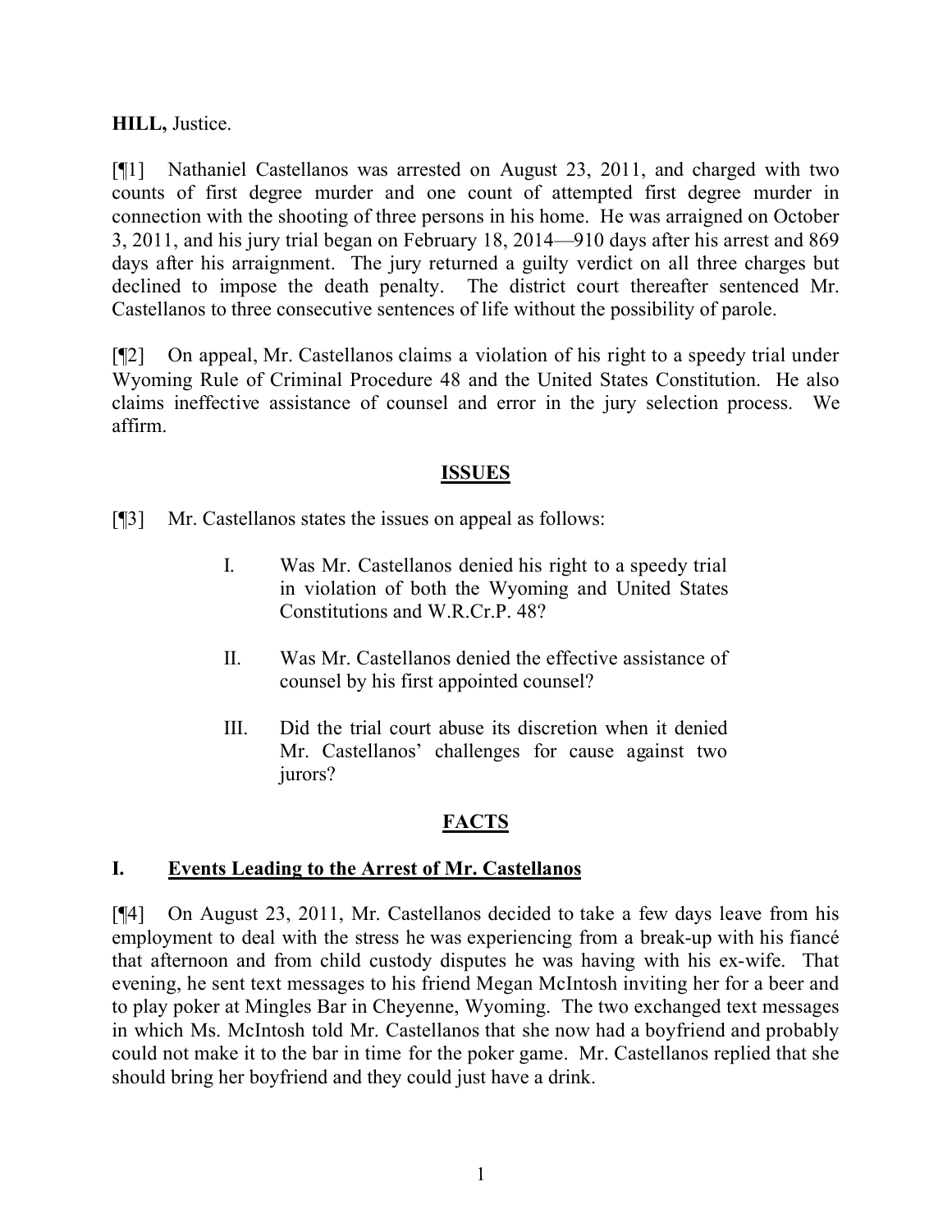**HILL,** Justice.

[¶1] Nathaniel Castellanos was arrested on August 23, 2011, and charged with two counts of first degree murder and one count of attempted first degree murder in connection with the shooting of three persons in his home. He was arraigned on October 3, 2011, and his jury trial began on February 18, 2014—910 days after his arrest and 869 days after his arraignment. The jury returned a guilty verdict on all three charges but declined to impose the death penalty. The district court thereafter sentenced Mr. Castellanos to three consecutive sentences of life without the possibility of parole.

[¶2] On appeal, Mr. Castellanos claims a violation of his right to a speedy trial under Wyoming Rule of Criminal Procedure 48 and the United States Constitution. He also claims ineffective assistance of counsel and error in the jury selection process. We affirm.

## ISSUES

[¶3] Mr. Castellanos states the issues on appeal as follows:

> I. Was Mr. Castellanos denied his right to a speedy trial in violation of both the Wyoming and United States Constitutions and W.R.Cr.P. 48?
>
> II. Was Mr. Castellanos denied the effective assistance of counsel by his first appointed counsel?
>
> III. Did the trial court abuse its discretion when it denied Mr. Castellanos' challenges for cause against two jurors?

## FACTS

### I. Events Leading to the Arrest of Mr. Castellanos

[¶4] On August 23, 2011, Mr. Castellanos decided to take a few days leave from his employment to deal with the stress he was experiencing from a break-up with his fiancé that afternoon and from child custody disputes he was having with his ex-wife. That evening, he sent text messages to his friend Megan McIntosh inviting her for a beer and to play poker at Mingles Bar in Cheyenne, Wyoming. The two exchanged text messages in which Ms. McIntosh told Mr. Castellanos that she now had a boyfriend and probably could not make it to the bar in time for the poker game. Mr. Castellanos replied that she should bring her boyfriend and they could just have a drink.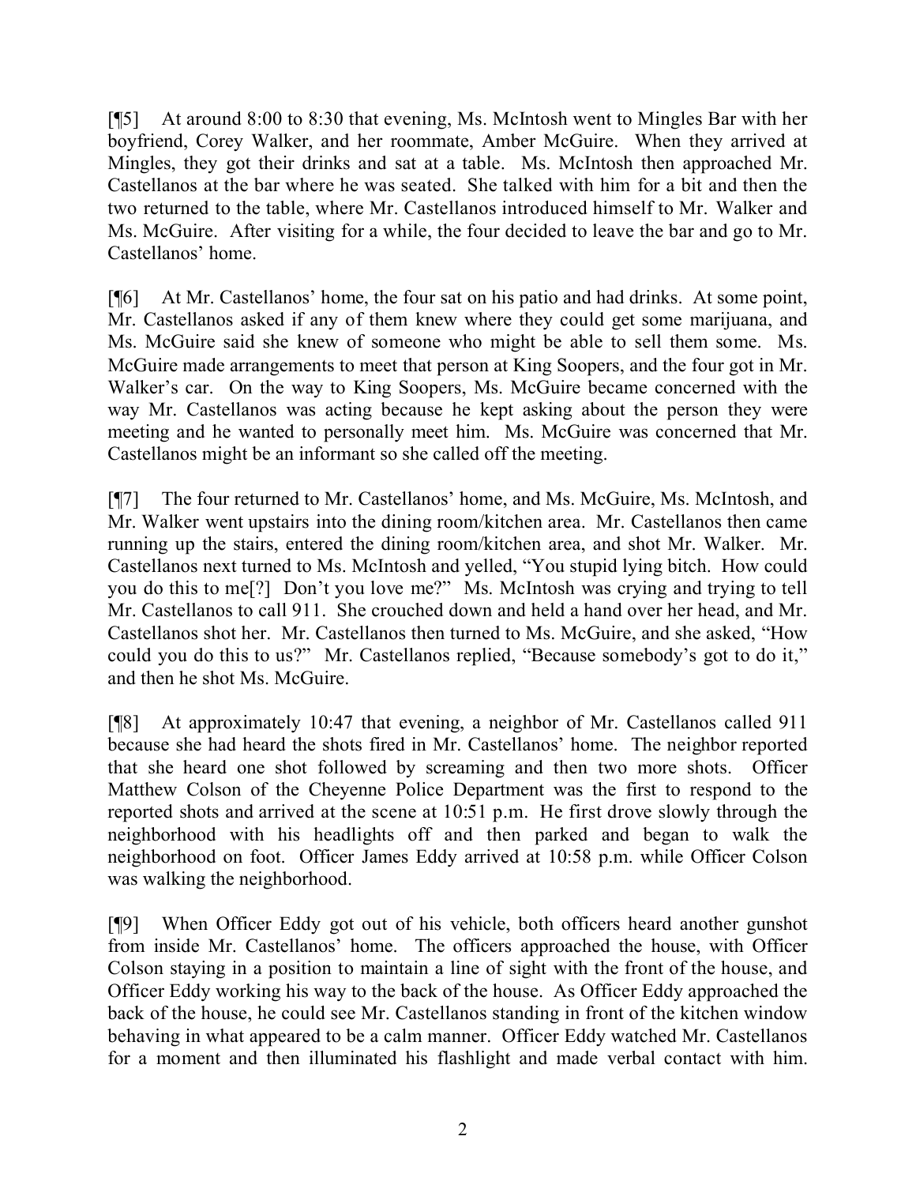[¶5] At around 8:00 to 8:30 that evening, Ms. McIntosh went to Mingles Bar with her boyfriend, Corey Walker, and her roommate, Amber McGuire. When they arrived at Mingles, they got their drinks and sat at a table. Ms. McIntosh then approached Mr. Castellanos at the bar where he was seated. She talked with him for a bit and then the two returned to the table, where Mr. Castellanos introduced himself to Mr. Walker and Ms. McGuire. After visiting for a while, the four decided to leave the bar and go to Mr. Castellanos' home.

[¶6] At Mr. Castellanos' home, the four sat on his patio and had drinks. At some point, Mr. Castellanos asked if any of them knew where they could get some marijuana, and Ms. McGuire said she knew of someone who might be able to sell them some. Ms. McGuire made arrangements to meet that person at King Soopers, and the four got in Mr. Walker's car. On the way to King Soopers, Ms. McGuire became concerned with the way Mr. Castellanos was acting because he kept asking about the person they were meeting and he wanted to personally meet him. Ms. McGuire was concerned that Mr. Castellanos might be an informant so she called off the meeting.

[¶7] The four returned to Mr. Castellanos' home, and Ms. McGuire, Ms. McIntosh, and Mr. Walker went upstairs into the dining room/kitchen area. Mr. Castellanos then came running up the stairs, entered the dining room/kitchen area, and shot Mr. Walker. Mr. Castellanos next turned to Ms. McIntosh and yelled, "You stupid lying bitch. How could you do this to me[?] Don't you love me?" Ms. McIntosh was crying and trying to tell Mr. Castellanos to call 911. She crouched down and held a hand over her head, and Mr. Castellanos shot her. Mr. Castellanos then turned to Ms. McGuire, and she asked, "How could you do this to us?" Mr. Castellanos replied, "Because somebody's got to do it," and then he shot Ms. McGuire.

[¶8] At approximately 10:47 that evening, a neighbor of Mr. Castellanos called 911 because she had heard the shots fired in Mr. Castellanos' home. The neighbor reported that she heard one shot followed by screaming and then two more shots. Officer Matthew Colson of the Cheyenne Police Department was the first to respond to the reported shots and arrived at the scene at 10:51 p.m. He first drove slowly through the neighborhood with his headlights off and then parked and began to walk the neighborhood on foot. Officer James Eddy arrived at 10:58 p.m. while Officer Colson was walking the neighborhood.

[¶9] When Officer Eddy got out of his vehicle, both officers heard another gunshot from inside Mr. Castellanos' home. The officers approached the house, with Officer Colson staying in a position to maintain a line of sight with the front of the house, and Officer Eddy working his way to the back of the house. As Officer Eddy approached the back of the house, he could see Mr. Castellanos standing in front of the kitchen window behaving in what appeared to be a calm manner. Officer Eddy watched Mr. Castellanos for a moment and then illuminated his flashlight and made verbal contact with him.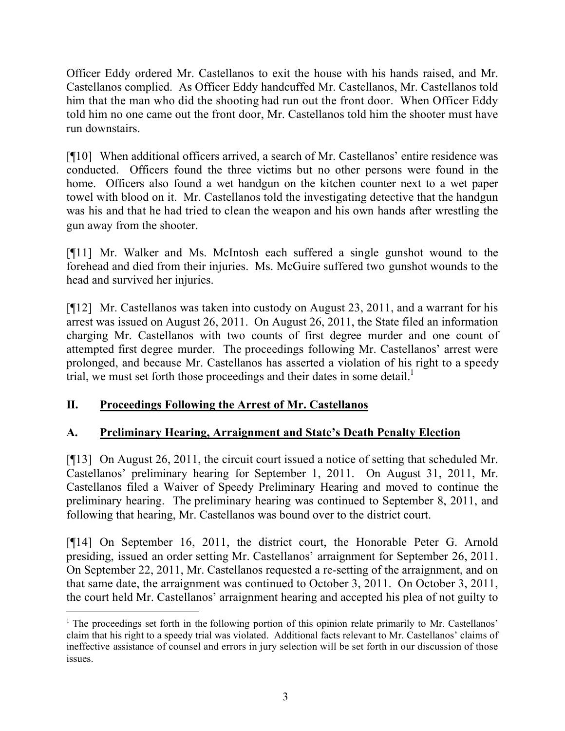Officer Eddy ordered Mr. Castellanos to exit the house with his hands raised, and Mr. Castellanos complied. As Officer Eddy handcuffed Mr. Castellanos, Mr. Castellanos told him that the man who did the shooting had run out the front door. When Officer Eddy told him no one came out the front door, Mr. Castellanos told him the shooter must have run downstairs.

[¶10] When additional officers arrived, a search of Mr. Castellanos' entire residence was conducted. Officers found the three victims but no other persons were found in the home. Officers also found a wet handgun on the kitchen counter next to a wet paper towel with blood on it. Mr. Castellanos told the investigating detective that the handgun was his and that he had tried to clean the weapon and his own hands after wrestling the gun away from the shooter.

[¶11] Mr. Walker and Ms. McIntosh each suffered a single gunshot wound to the forehead and died from their injuries. Ms. McGuire suffered two gunshot wounds to the head and survived her injuries.

[¶12] Mr. Castellanos was taken into custody on August 23, 2011, and a warrant for his arrest was issued on August 26, 2011. On August 26, 2011, the State filed an information charging Mr. Castellanos with two counts of first degree murder and one count of attempted first degree murder. The proceedings following Mr. Castellanos' arrest were prolonged, and because Mr. Castellanos has asserted a violation of his right to a speedy trial, we must set forth those proceedings and their dates in some detail.[1]

## II. Proceedings Following the Arrest of Mr. Castellanos

### A. Preliminary Hearing, Arraignment and State's Death Penalty Election

[¶13] On August 26, 2011, the circuit court issued a notice of setting that scheduled Mr. Castellanos' preliminary hearing for September 1, 2011. On August 31, 2011, Mr. Castellanos filed a Waiver of Speedy Preliminary Hearing and moved to continue the preliminary hearing. The preliminary hearing was continued to September 8, 2011, and following that hearing, Mr. Castellanos was bound over to the district court.

[¶14] On September 16, 2011, the district court, the Honorable Peter G. Arnold presiding, issued an order setting Mr. Castellanos' arraignment for September 26, 2011. On September 22, 2011, Mr. Castellanos requested a re-setting of the arraignment, and on that same date, the arraignment was continued to October 3, 2011. On October 3, 2011, the court held Mr. Castellanos' arraignment hearing and accepted his plea of not guilty to

[1] The proceedings set forth in the following portion of this opinion relate primarily to Mr. Castellanos' claim that his right to a speedy trial was violated. Additional facts relevant to Mr. Castellanos' claims of ineffective assistance of counsel and errors in jury selection will be set forth in our discussion of those issues.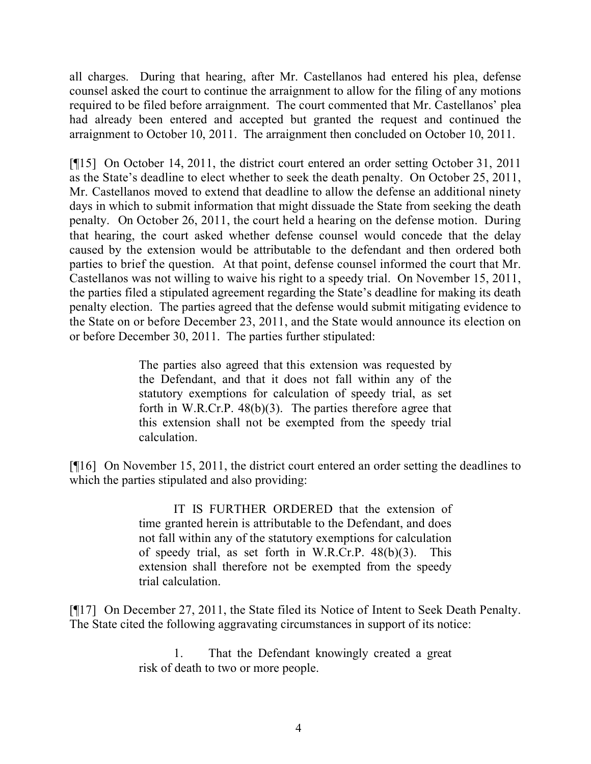all charges. During that hearing, after Mr. Castellanos had entered his plea, defense counsel asked the court to continue the arraignment to allow for the filing of any motions required to be filed before arraignment. The court commented that Mr. Castellanos' plea had already been entered and accepted but granted the request and continued the arraignment to October 10, 2011. The arraignment then concluded on October 10, 2011.

[¶15] On October 14, 2011, the district court entered an order setting October 31, 2011 as the State's deadline to elect whether to seek the death penalty. On October 25, 2011, Mr. Castellanos moved to extend that deadline to allow the defense an additional ninety days in which to submit information that might dissuade the State from seeking the death penalty. On October 26, 2011, the court held a hearing on the defense motion. During that hearing, the court asked whether defense counsel would concede that the delay caused by the extension would be attributable to the defendant and then ordered both parties to brief the question. At that point, defense counsel informed the court that Mr. Castellanos was not willing to waive his right to a speedy trial. On November 15, 2011, the parties filed a stipulated agreement regarding the State's deadline for making its death penalty election. The parties agreed that the defense would submit mitigating evidence to the State on or before December 23, 2011, and the State would announce its election on or before December 30, 2011. The parties further stipulated:

> The parties also agreed that this extension was requested by the Defendant, and that it does not fall within any of the statutory exemptions for calculation of speedy trial, as set forth in W.R.Cr.P. 48(b)(3). The parties therefore agree that this extension shall not be exempted from the speedy trial calculation.

[¶16] On November 15, 2011, the district court entered an order setting the deadlines to which the parties stipulated and also providing:

> IT IS FURTHER ORDERED that the extension of time granted herein is attributable to the Defendant, and does not fall within any of the statutory exemptions for calculation of speedy trial, as set forth in W.R.Cr.P. 48(b)(3). This extension shall therefore not be exempted from the speedy trial calculation.

[¶17] On December 27, 2011, the State filed its Notice of Intent to Seek Death Penalty. The State cited the following aggravating circumstances in support of its notice:

> 1. That the Defendant knowingly created a great risk of death to two or more people.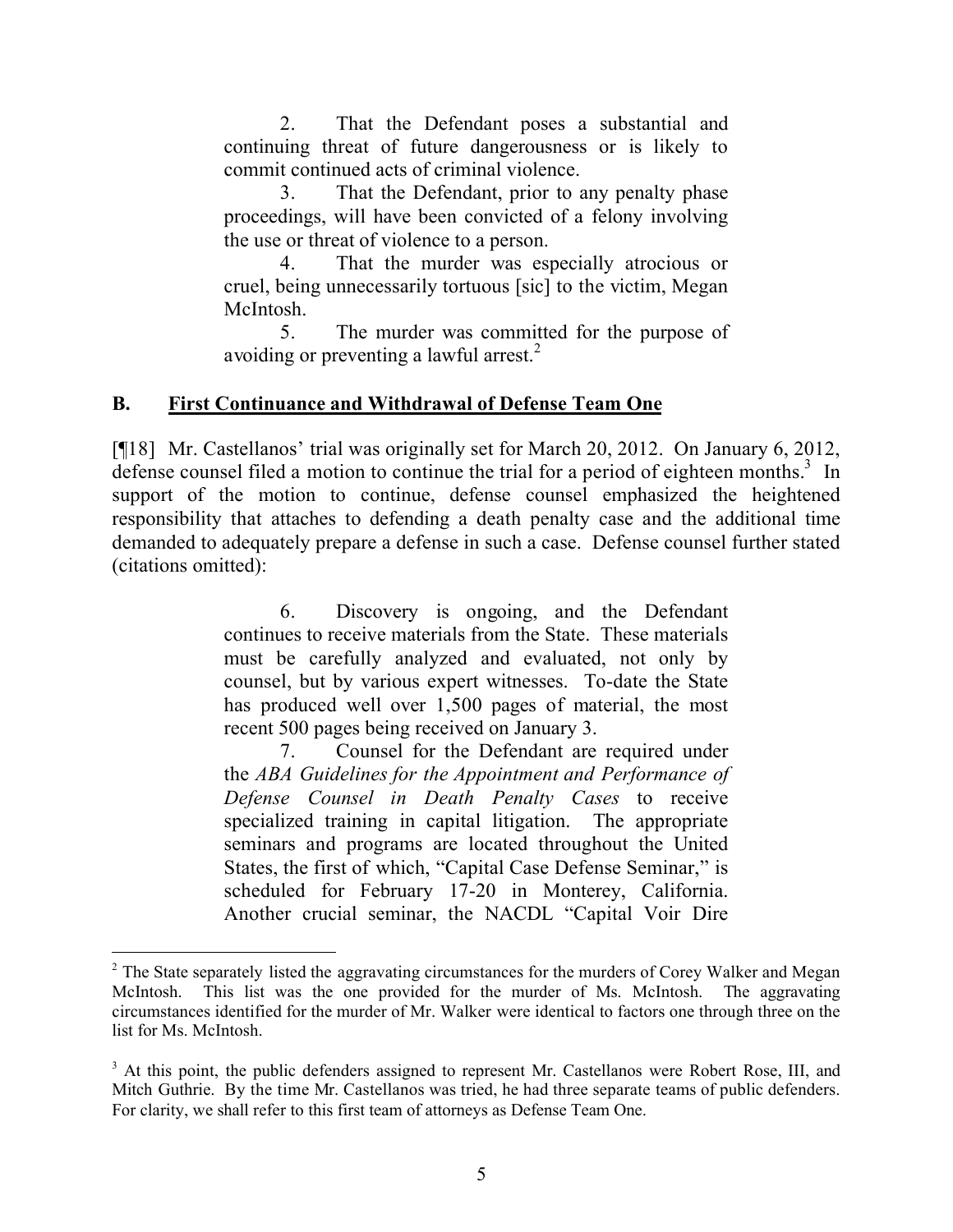> 2. That the Defendant poses a substantial and continuing threat of future dangerousness or is likely to commit continued acts of criminal violence.
>
> 3. That the Defendant, prior to any penalty phase proceedings, will have been convicted of a felony involving the use or threat of violence to a person.
>
> 4. That the murder was especially atrocious or cruel, being unnecessarily tortuous [sic] to the victim, Megan McIntosh.
>
> 5. The murder was committed for the purpose of avoiding or preventing a lawful arrest.[2]

## B. First Continuance and Withdrawal of Defense Team One

[¶18] Mr. Castellanos' trial was originally set for March 20, 2012. On January 6, 2012, defense counsel filed a motion to continue the trial for a period of eighteen months.[3] In support of the motion to continue, defense counsel emphasized the heightened responsibility that attaches to defending a death penalty case and the additional time demanded to adequately prepare a defense in such a case. Defense counsel further stated (citations omitted):

> 6. Discovery is ongoing, and the Defendant continues to receive materials from the State. These materials must be carefully analyzed and evaluated, not only by counsel, but by various expert witnesses. To-date the State has produced well over 1,500 pages of material, the most recent 500 pages being received on January 3.
>
> 7. Counsel for the Defendant are required under the *ABA Guidelines for the Appointment and Performance of Defense Counsel in Death Penalty Cases* to receive specialized training in capital litigation. The appropriate seminars and programs are located throughout the United States, the first of which, "Capital Case Defense Seminar," is scheduled for February 17-20 in Monterey, California. Another crucial seminar, the NACDL "Capital Voir Dire

---

[2] The State separately listed the aggravating circumstances for the murders of Corey Walker and Megan McIntosh. This list was the one provided for the murder of Ms. McIntosh. The aggravating circumstances identified for the murder of Mr. Walker were identical to factors one through three on the list for Ms. McIntosh.

[3] At this point, the public defenders assigned to represent Mr. Castellanos were Robert Rose, III, and Mitch Guthrie. By the time Mr. Castellanos was tried, he had three separate teams of public defenders. For clarity, we shall refer to this first team of attorneys as Defense Team One.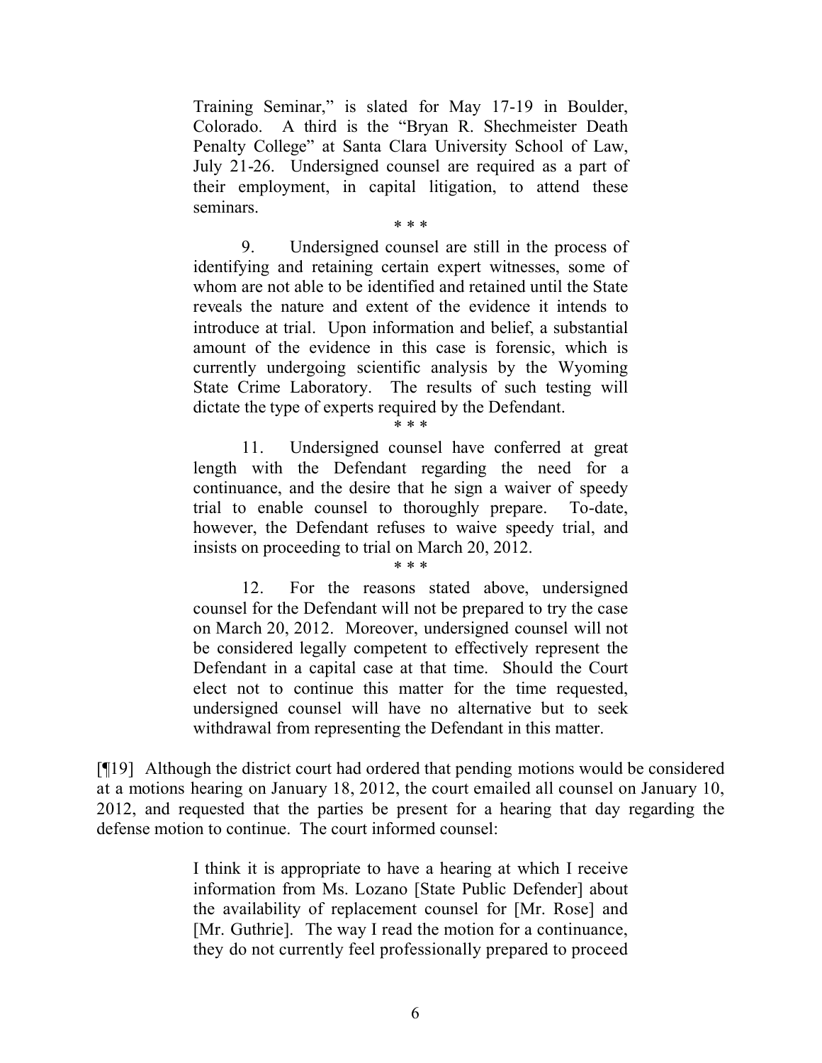> Training Seminar," is slated for May 17-19 in Boulder, Colorado. A third is the "Bryan R. Shechmeister Death Penalty College" at Santa Clara University School of Law, July 21-26. Undersigned counsel are required as a part of their employment, in capital litigation, to attend these seminars.
>
> \* \* \*
>
> 9. Undersigned counsel are still in the process of identifying and retaining certain expert witnesses, some of whom are not able to be identified and retained until the State reveals the nature and extent of the evidence it intends to introduce at trial. Upon information and belief, a substantial amount of the evidence in this case is forensic, which is currently undergoing scientific analysis by the Wyoming State Crime Laboratory. The results of such testing will dictate the type of experts required by the Defendant.
>
> \* \* \*
>
> 11. Undersigned counsel have conferred at great length with the Defendant regarding the need for a continuance, and the desire that he sign a waiver of speedy trial to enable counsel to thoroughly prepare. To-date, however, the Defendant refuses to waive speedy trial, and insists on proceeding to trial on March 20, 2012.
>
> \* \* \*
>
> 12. For the reasons stated above, undersigned counsel for the Defendant will not be prepared to try the case on March 20, 2012. Moreover, undersigned counsel will not be considered legally competent to effectively represent the Defendant in a capital case at that time. Should the Court elect not to continue this matter for the time requested, undersigned counsel will have no alternative but to seek withdrawal from representing the Defendant in this matter.

[¶19] Although the district court had ordered that pending motions would be considered at a motions hearing on January 18, 2012, the court emailed all counsel on January 10, 2012, and requested that the parties be present for a hearing that day regarding the defense motion to continue. The court informed counsel:

> I think it is appropriate to have a hearing at which I receive information from Ms. Lozano [State Public Defender] about the availability of replacement counsel for [Mr. Rose] and [Mr. Guthrie]. The way I read the motion for a continuance, they do not currently feel professionally prepared to proceed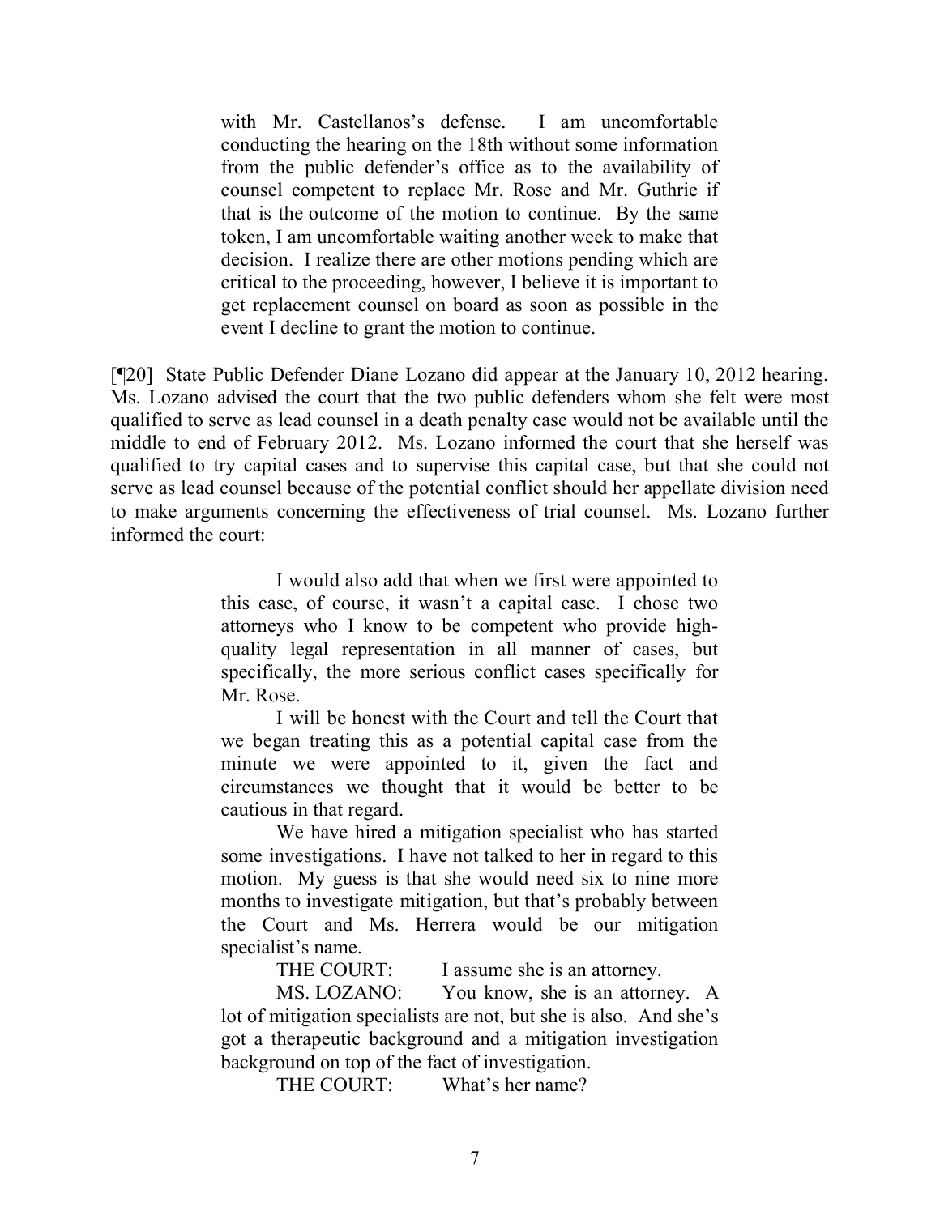> with Mr. Castellanos's defense. I am uncomfortable conducting the hearing on the 18th without some information from the public defender's office as to the availability of counsel competent to replace Mr. Rose and Mr. Guthrie if that is the outcome of the motion to continue. By the same token, I am uncomfortable waiting another week to make that decision. I realize there are other motions pending which are critical to the proceeding, however, I believe it is important to get replacement counsel on board as soon as possible in the event I decline to grant the motion to continue.

[¶20] State Public Defender Diane Lozano did appear at the January 10, 2012 hearing. Ms. Lozano advised the court that the two public defenders whom she felt were most qualified to serve as lead counsel in a death penalty case would not be available until the middle to end of February 2012. Ms. Lozano informed the court that she herself was qualified to try capital cases and to supervise this capital case, but that she could not serve as lead counsel because of the potential conflict should her appellate division need to make arguments concerning the effectiveness of trial counsel. Ms. Lozano further informed the court:

> I would also add that when we first were appointed to this case, of course, it wasn't a capital case. I chose two attorneys who I know to be competent who provide high-quality legal representation in all manner of cases, but specifically, the more serious conflict cases specifically for Mr. Rose.
>
> I will be honest with the Court and tell the Court that we began treating this as a potential capital case from the minute we were appointed to it, given the fact and circumstances we thought that it would be better to be cautious in that regard.
>
> We have hired a mitigation specialist who has started some investigations. I have not talked to her in regard to this motion. My guess is that she would need six to nine more months to investigate mitigation, but that's probably between the Court and Ms. Herrera would be our mitigation specialist's name.
>
> THE COURT: I assume she is an attorney.
>
> MS. LOZANO: You know, she is an attorney. A lot of mitigation specialists are not, but she is also. And she's got a therapeutic background and a mitigation investigation background on top of the fact of investigation.
>
> THE COURT: What's her name?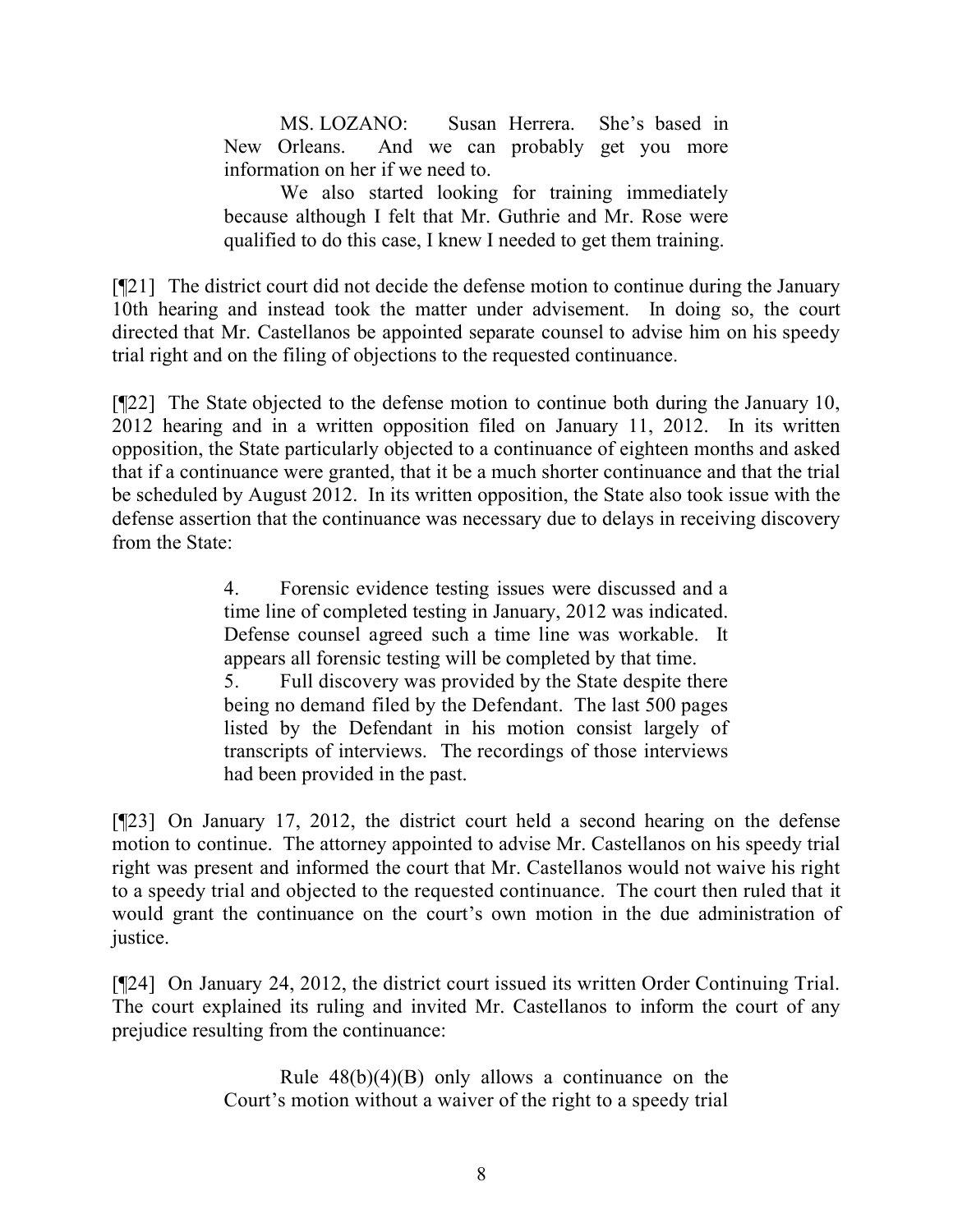> MS. LOZANO: Susan Herrera. She's based in New Orleans. And we can probably get you more information on her if we need to.
>
> We also started looking for training immediately because although I felt that Mr. Guthrie and Mr. Rose were qualified to do this case, I knew I needed to get them training.

[¶21] The district court did not decide the defense motion to continue during the January 10th hearing and instead took the matter under advisement. In doing so, the court directed that Mr. Castellanos be appointed separate counsel to advise him on his speedy trial right and on the filing of objections to the requested continuance.

[¶22] The State objected to the defense motion to continue both during the January 10, 2012 hearing and in a written opposition filed on January 11, 2012. In its written opposition, the State particularly objected to a continuance of eighteen months and asked that if a continuance were granted, that it be a much shorter continuance and that the trial be scheduled by August 2012. In its written opposition, the State also took issue with the defense assertion that the continuance was necessary due to delays in receiving discovery from the State:

> 4. Forensic evidence testing issues were discussed and a time line of completed testing in January, 2012 was indicated. Defense counsel agreed such a time line was workable. It appears all forensic testing will be completed by that time.
>
> 5. Full discovery was provided by the State despite there being no demand filed by the Defendant. The last 500 pages listed by the Defendant in his motion consist largely of transcripts of interviews. The recordings of those interviews had been provided in the past.

[¶23] On January 17, 2012, the district court held a second hearing on the defense motion to continue. The attorney appointed to advise Mr. Castellanos on his speedy trial right was present and informed the court that Mr. Castellanos would not waive his right to a speedy trial and objected to the requested continuance. The court then ruled that it would grant the continuance on the court's own motion in the due administration of justice.

[¶24] On January 24, 2012, the district court issued its written Order Continuing Trial. The court explained its ruling and invited Mr. Castellanos to inform the court of any prejudice resulting from the continuance:

> Rule 48(b)(4)(B) only allows a continuance on the Court's motion without a waiver of the right to a speedy trial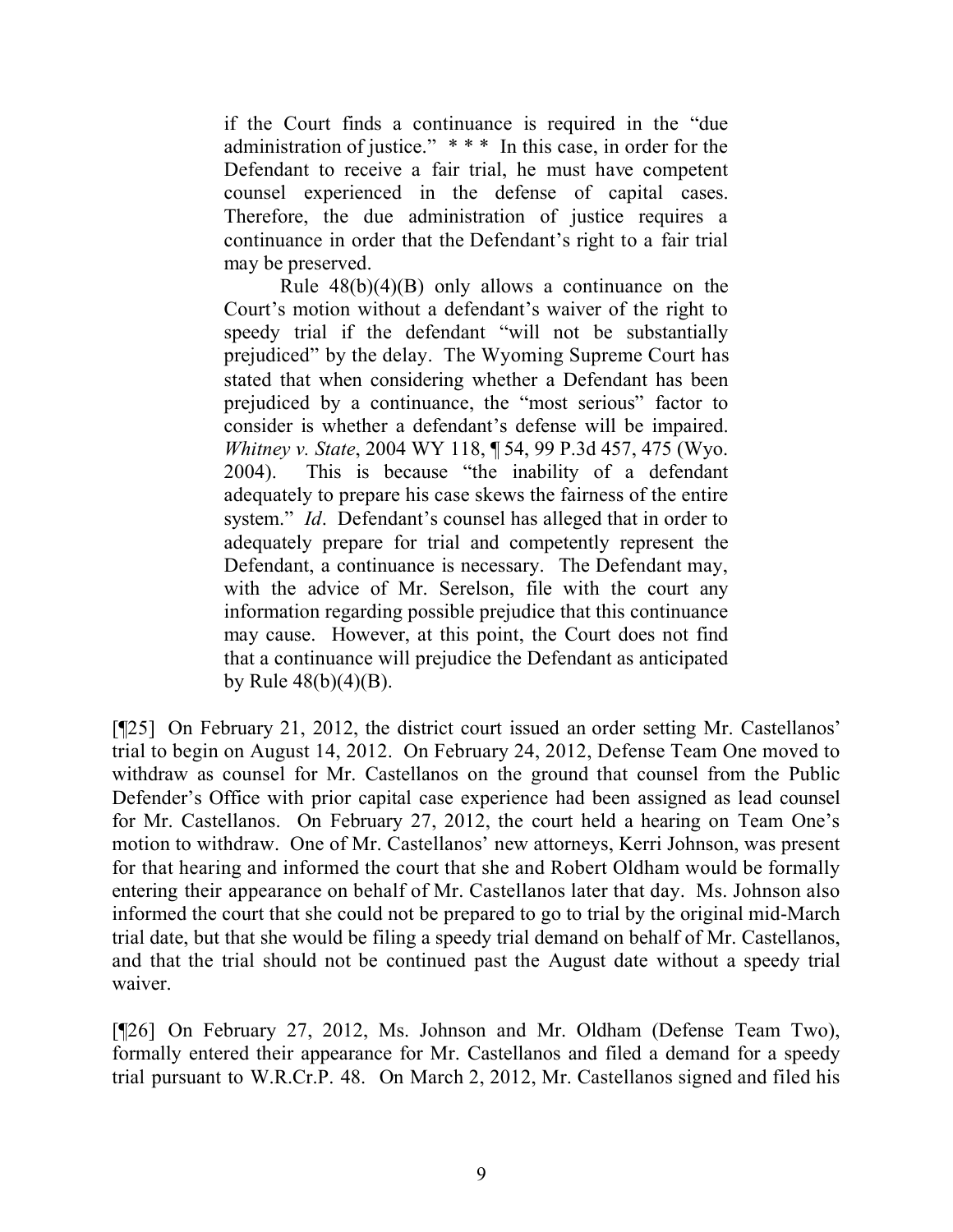> if the Court finds a continuance is required in the "due administration of justice." * * * In this case, in order for the Defendant to receive a fair trial, he must have competent counsel experienced in the defense of capital cases. Therefore, the due administration of justice requires a continuance in order that the Defendant's right to a fair trial may be preserved.
>
> Rule 48(b)(4)(B) only allows a continuance on the Court's motion without a defendant's waiver of the right to speedy trial if the defendant "will not be substantially prejudiced" by the delay. The Wyoming Supreme Court has stated that when considering whether a Defendant has been prejudiced by a continuance, the "most serious" factor to consider is whether a defendant's defense will be impaired. *Whitney v. State*, 2004 WY 118, ¶ 54, 99 P.3d 457, 475 (Wyo. 2004). This is because "the inability of a defendant adequately to prepare his case skews the fairness of the entire system." *Id*. Defendant's counsel has alleged that in order to adequately prepare for trial and competently represent the Defendant, a continuance is necessary. The Defendant may, with the advice of Mr. Serelson, file with the court any information regarding possible prejudice that this continuance may cause. However, at this point, the Court does not find that a continuance will prejudice the Defendant as anticipated by Rule 48(b)(4)(B).

[¶25] On February 21, 2012, the district court issued an order setting Mr. Castellanos' trial to begin on August 14, 2012. On February 24, 2012, Defense Team One moved to withdraw as counsel for Mr. Castellanos on the ground that counsel from the Public Defender's Office with prior capital case experience had been assigned as lead counsel for Mr. Castellanos. On February 27, 2012, the court held a hearing on Team One's motion to withdraw. One of Mr. Castellanos' new attorneys, Kerri Johnson, was present for that hearing and informed the court that she and Robert Oldham would be formally entering their appearance on behalf of Mr. Castellanos later that day. Ms. Johnson also informed the court that she could not be prepared to go to trial by the original mid-March trial date, but that she would be filing a speedy trial demand on behalf of Mr. Castellanos, and that the trial should not be continued past the August date without a speedy trial waiver.

[¶26] On February 27, 2012, Ms. Johnson and Mr. Oldham (Defense Team Two), formally entered their appearance for Mr. Castellanos and filed a demand for a speedy trial pursuant to W.R.Cr.P. 48. On March 2, 2012, Mr. Castellanos signed and filed his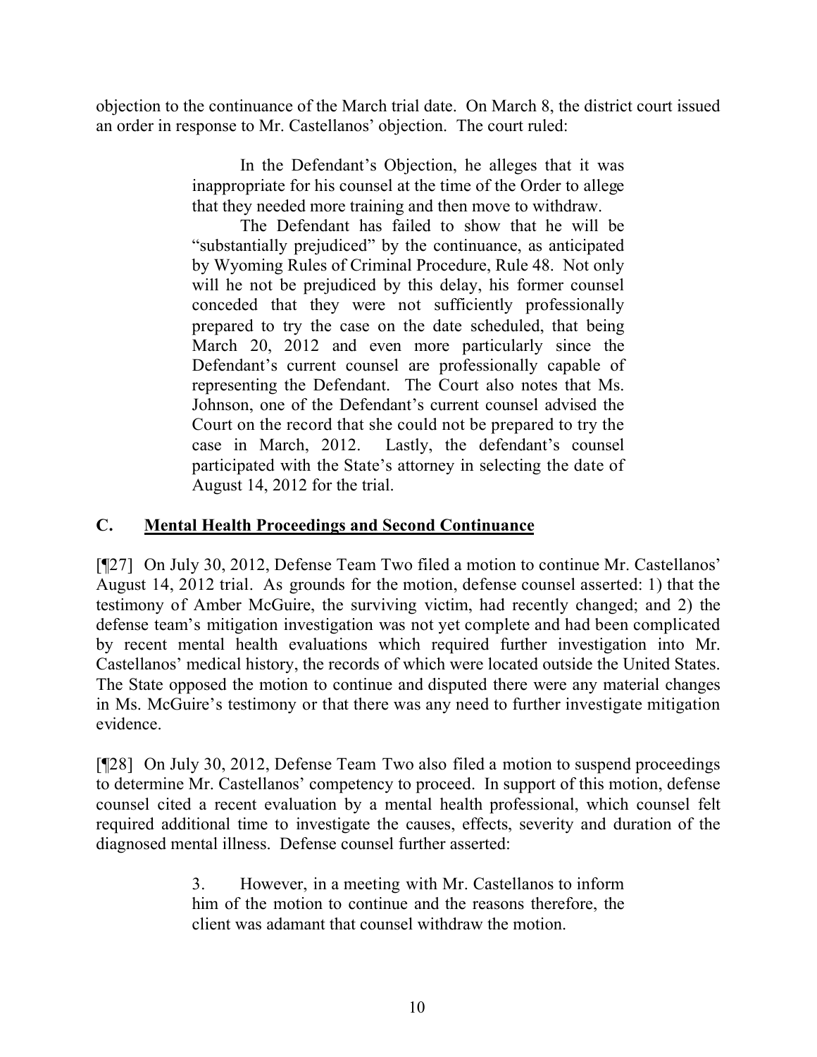objection to the continuance of the March trial date. On March 8, the district court issued an order in response to Mr. Castellanos' objection. The court ruled:

> In the Defendant's Objection, he alleges that it was inappropriate for his counsel at the time of the Order to allege that they needed more training and then move to withdraw.
>
> The Defendant has failed to show that he will be "substantially prejudiced" by the continuance, as anticipated by Wyoming Rules of Criminal Procedure, Rule 48. Not only will he not be prejudiced by this delay, his former counsel conceded that they were not sufficiently professionally prepared to try the case on the date scheduled, that being March 20, 2012 and even more particularly since the Defendant's current counsel are professionally capable of representing the Defendant. The Court also notes that Ms. Johnson, one of the Defendant's current counsel advised the Court on the record that she could not be prepared to try the case in March, 2012. Lastly, the defendant's counsel participated with the State's attorney in selecting the date of August 14, 2012 for the trial.

## C. Mental Health Proceedings and Second Continuance

[¶27] On July 30, 2012, Defense Team Two filed a motion to continue Mr. Castellanos' August 14, 2012 trial. As grounds for the motion, defense counsel asserted: 1) that the testimony of Amber McGuire, the surviving victim, had recently changed; and 2) the defense team's mitigation investigation was not yet complete and had been complicated by recent mental health evaluations which required further investigation into Mr. Castellanos' medical history, the records of which were located outside the United States. The State opposed the motion to continue and disputed there were any material changes in Ms. McGuire's testimony or that there was any need to further investigate mitigation evidence.

[¶28] On July 30, 2012, Defense Team Two also filed a motion to suspend proceedings to determine Mr. Castellanos' competency to proceed. In support of this motion, defense counsel cited a recent evaluation by a mental health professional, which counsel felt required additional time to investigate the causes, effects, severity and duration of the diagnosed mental illness. Defense counsel further asserted:

> 3. However, in a meeting with Mr. Castellanos to inform him of the motion to continue and the reasons therefore, the client was adamant that counsel withdraw the motion.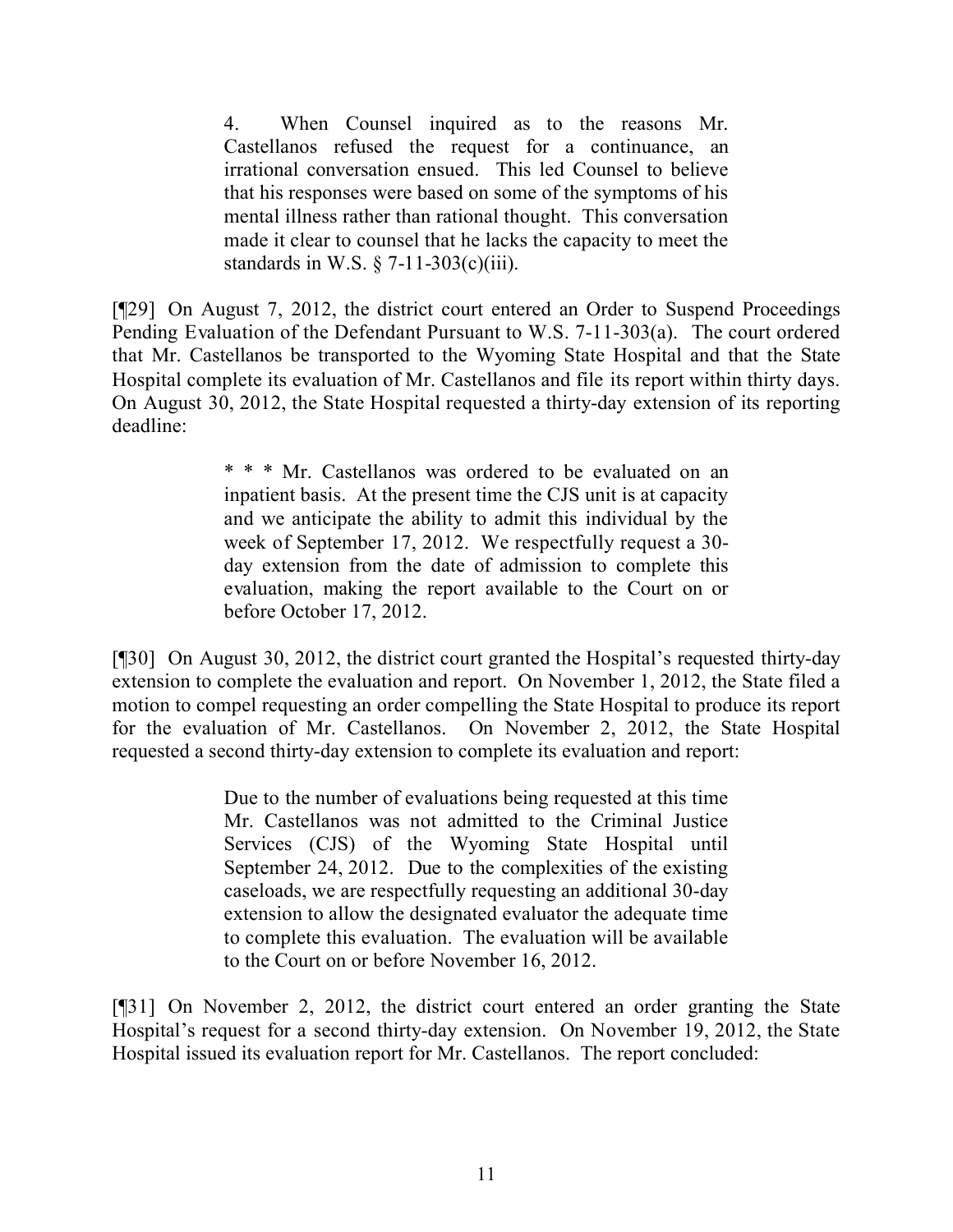> 4. When Counsel inquired as to the reasons Mr. Castellanos refused the request for a continuance, an irrational conversation ensued. This led Counsel to believe that his responses were based on some of the symptoms of his mental illness rather than rational thought. This conversation made it clear to counsel that he lacks the capacity to meet the standards in W.S. § 7-11-303(c)(iii).

[¶29] On August 7, 2012, the district court entered an Order to Suspend Proceedings Pending Evaluation of the Defendant Pursuant to W.S. 7-11-303(a). The court ordered that Mr. Castellanos be transported to the Wyoming State Hospital and that the State Hospital complete its evaluation of Mr. Castellanos and file its report within thirty days. On August 30, 2012, the State Hospital requested a thirty-day extension of its reporting deadline:

> * * * Mr. Castellanos was ordered to be evaluated on an inpatient basis. At the present time the CJS unit is at capacity and we anticipate the ability to admit this individual by the week of September 17, 2012. We respectfully request a 30-day extension from the date of admission to complete this evaluation, making the report available to the Court on or before October 17, 2012.

[¶30] On August 30, 2012, the district court granted the Hospital's requested thirty-day extension to complete the evaluation and report. On November 1, 2012, the State filed a motion to compel requesting an order compelling the State Hospital to produce its report for the evaluation of Mr. Castellanos. On November 2, 2012, the State Hospital requested a second thirty-day extension to complete its evaluation and report:

> Due to the number of evaluations being requested at this time Mr. Castellanos was not admitted to the Criminal Justice Services (CJS) of the Wyoming State Hospital until September 24, 2012. Due to the complexities of the existing caseloads, we are respectfully requesting an additional 30-day extension to allow the designated evaluator the adequate time to complete this evaluation. The evaluation will be available to the Court on or before November 16, 2012.

[¶31] On November 2, 2012, the district court entered an order granting the State Hospital's request for a second thirty-day extension. On November 19, 2012, the State Hospital issued its evaluation report for Mr. Castellanos. The report concluded: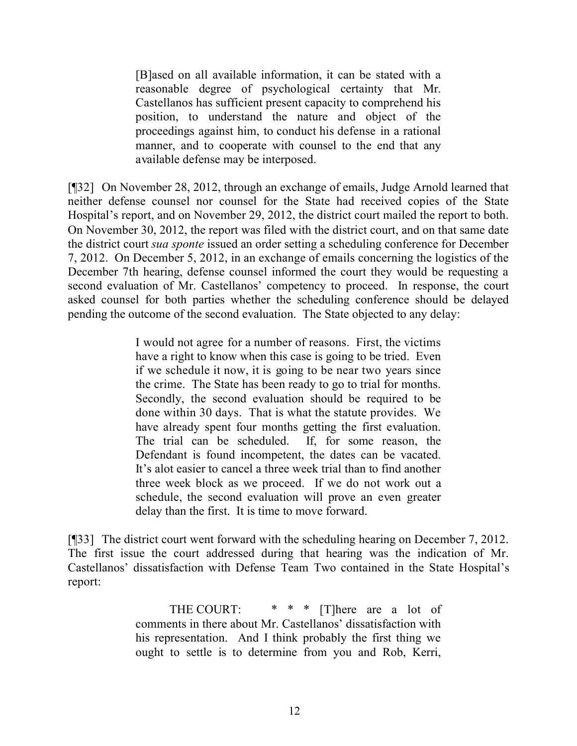> [B]ased on all available information, it can be stated with a reasonable degree of psychological certainty that Mr. Castellanos has sufficient present capacity to comprehend his position, to understand the nature and object of the proceedings against him, to conduct his defense in a rational manner, and to cooperate with counsel to the end that any available defense may be interposed.

[¶32] On November 28, 2012, through an exchange of emails, Judge Arnold learned that neither defense counsel nor counsel for the State had received copies of the State Hospital's report, and on November 29, 2012, the district court mailed the report to both. On November 30, 2012, the report was filed with the district court, and on that same date the district court *sua sponte* issued an order setting a scheduling conference for December 7, 2012. On December 5, 2012, in an exchange of emails concerning the logistics of the December 7th hearing, defense counsel informed the court they would be requesting a second evaluation of Mr. Castellanos' competency to proceed. In response, the court asked counsel for both parties whether the scheduling conference should be delayed pending the outcome of the second evaluation. The State objected to any delay:

> I would not agree for a number of reasons. First, the victims have a right to know when this case is going to be tried. Even if we schedule it now, it is going to be near two years since the crime. The State has been ready to go to trial for months. Secondly, the second evaluation should be required to be done within 30 days. That is what the statute provides. We have already spent four months getting the first evaluation. The trial can be scheduled. If, for some reason, the Defendant is found incompetent, the dates can be vacated. It's alot easier to cancel a three week trial than to find another three week block as we proceed. If we do not work out a schedule, the second evaluation will prove an even greater delay than the first. It is time to move forward.

[¶33] The district court went forward with the scheduling hearing on December 7, 2012. The first issue the court addressed during that hearing was the indication of Mr. Castellanos' dissatisfaction with Defense Team Two contained in the State Hospital's report:

> THE COURT: * * * [T]here are a lot of comments in there about Mr. Castellanos' dissatisfaction with his representation. And I think probably the first thing we ought to settle is to determine from you and Rob, Kerri,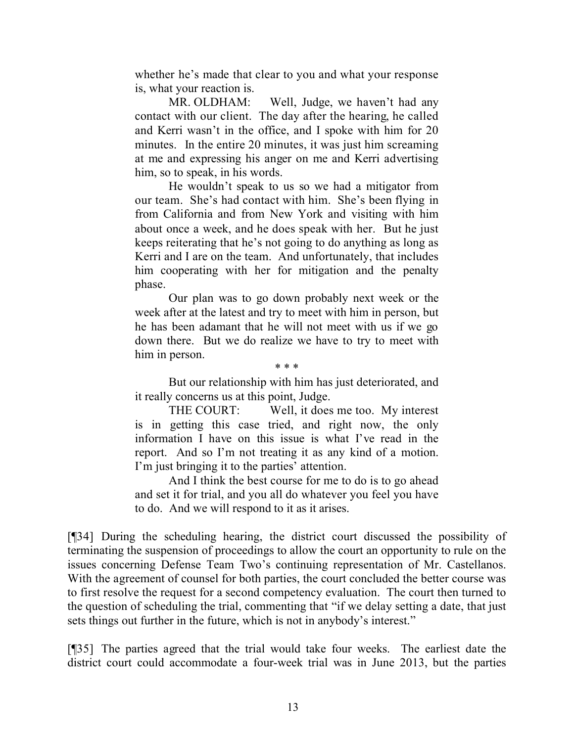> whether he's made that clear to you and what your response is, what your reaction is.
>
> MR. OLDHAM: Well, Judge, we haven't had any contact with our client. The day after the hearing, he called and Kerri wasn't in the office, and I spoke with him for 20 minutes. In the entire 20 minutes, it was just him screaming at me and expressing his anger on me and Kerri advertising him, so to speak, in his words.
>
> He wouldn't speak to us so we had a mitigator from our team. She's had contact with him. She's been flying in from California and from New York and visiting with him about once a week, and he does speak with her. But he just keeps reiterating that he's not going to do anything as long as Kerri and I are on the team. And unfortunately, that includes him cooperating with her for mitigation and the penalty phase.
>
> Our plan was to go down probably next week or the week after at the latest and try to meet with him in person, but he has been adamant that he will not meet with us if we go down there. But we do realize we have to try to meet with him in person.
>
> \* \* \*
>
> But our relationship with him has just deteriorated, and it really concerns us at this point, Judge.
>
> THE COURT: Well, it does me too. My interest is in getting this case tried, and right now, the only information I have on this issue is what I've read in the report. And so I'm not treating it as any kind of a motion. I'm just bringing it to the parties' attention.
>
> And I think the best course for me to do is to go ahead and set it for trial, and you all do whatever you feel you have to do. And we will respond to it as it arises.

[¶34] During the scheduling hearing, the district court discussed the possibility of terminating the suspension of proceedings to allow the court an opportunity to rule on the issues concerning Defense Team Two's continuing representation of Mr. Castellanos. With the agreement of counsel for both parties, the court concluded the better course was to first resolve the request for a second competency evaluation. The court then turned to the question of scheduling the trial, commenting that "if we delay setting a date, that just sets things out further in the future, which is not in anybody's interest."

[¶35] The parties agreed that the trial would take four weeks. The earliest date the district court could accommodate a four-week trial was in June 2013, but the parties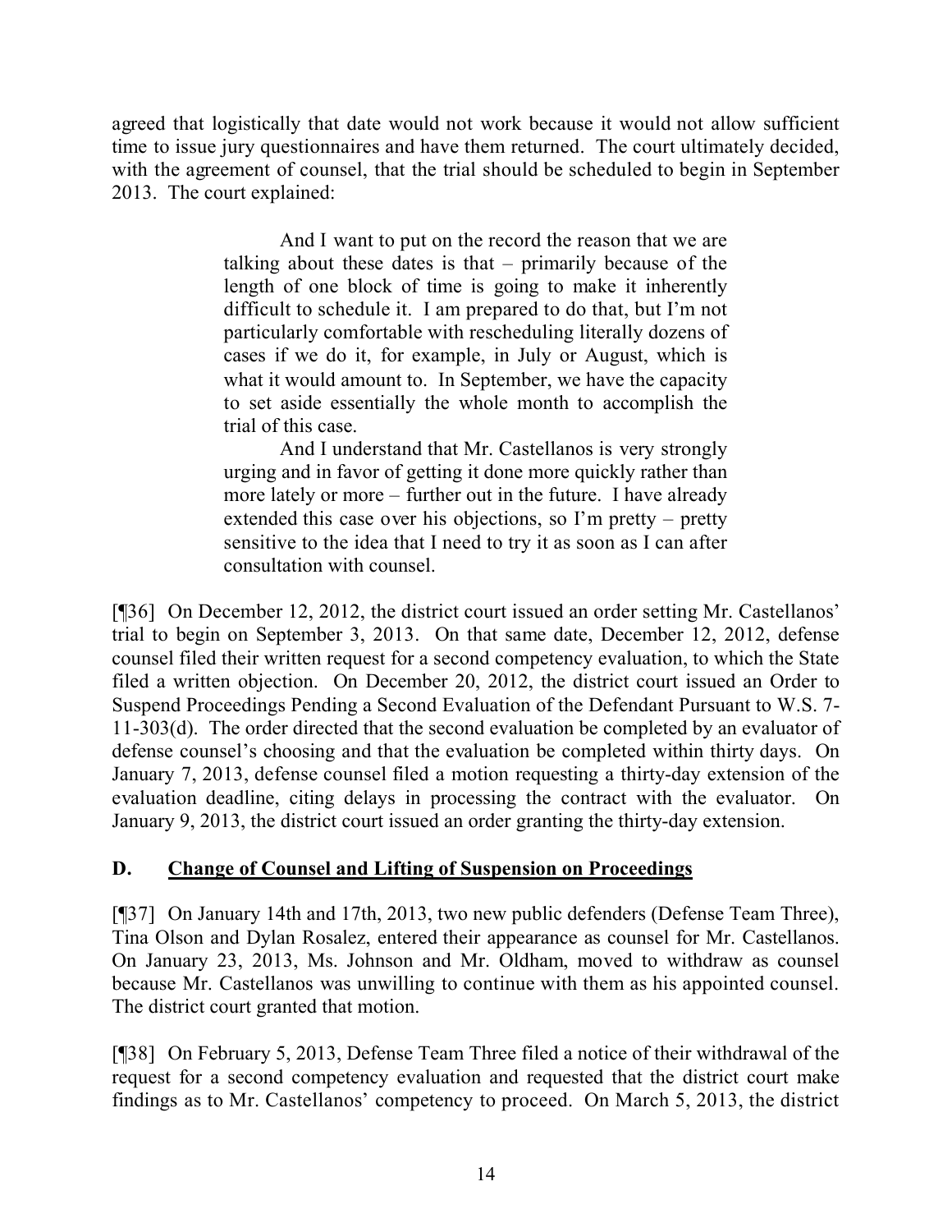agreed that logistically that date would not work because it would not allow sufficient time to issue jury questionnaires and have them returned. The court ultimately decided, with the agreement of counsel, that the trial should be scheduled to begin in September 2013. The court explained:

> And I want to put on the record the reason that we are talking about these dates is that – primarily because of the length of one block of time is going to make it inherently difficult to schedule it. I am prepared to do that, but I'm not particularly comfortable with rescheduling literally dozens of cases if we do it, for example, in July or August, which is what it would amount to. In September, we have the capacity to set aside essentially the whole month to accomplish the trial of this case.
>
> And I understand that Mr. Castellanos is very strongly urging and in favor of getting it done more quickly rather than more lately or more – further out in the future. I have already extended this case over his objections, so I'm pretty – pretty sensitive to the idea that I need to try it as soon as I can after consultation with counsel.

[¶36] On December 12, 2012, the district court issued an order setting Mr. Castellanos' trial to begin on September 3, 2013. On that same date, December 12, 2012, defense counsel filed their written request for a second competency evaluation, to which the State filed a written objection. On December 20, 2012, the district court issued an Order to Suspend Proceedings Pending a Second Evaluation of the Defendant Pursuant to W.S. 7-11-303(d). The order directed that the second evaluation be completed by an evaluator of defense counsel's choosing and that the evaluation be completed within thirty days. On January 7, 2013, defense counsel filed a motion requesting a thirty-day extension of the evaluation deadline, citing delays in processing the contract with the evaluator. On January 9, 2013, the district court issued an order granting the thirty-day extension.

## D. Change of Counsel and Lifting of Suspension on Proceedings

[¶37] On January 14th and 17th, 2013, two new public defenders (Defense Team Three), Tina Olson and Dylan Rosalez, entered their appearance as counsel for Mr. Castellanos. On January 23, 2013, Ms. Johnson and Mr. Oldham, moved to withdraw as counsel because Mr. Castellanos was unwilling to continue with them as his appointed counsel. The district court granted that motion.

[¶38] On February 5, 2013, Defense Team Three filed a notice of their withdrawal of the request for a second competency evaluation and requested that the district court make findings as to Mr. Castellanos' competency to proceed. On March 5, 2013, the district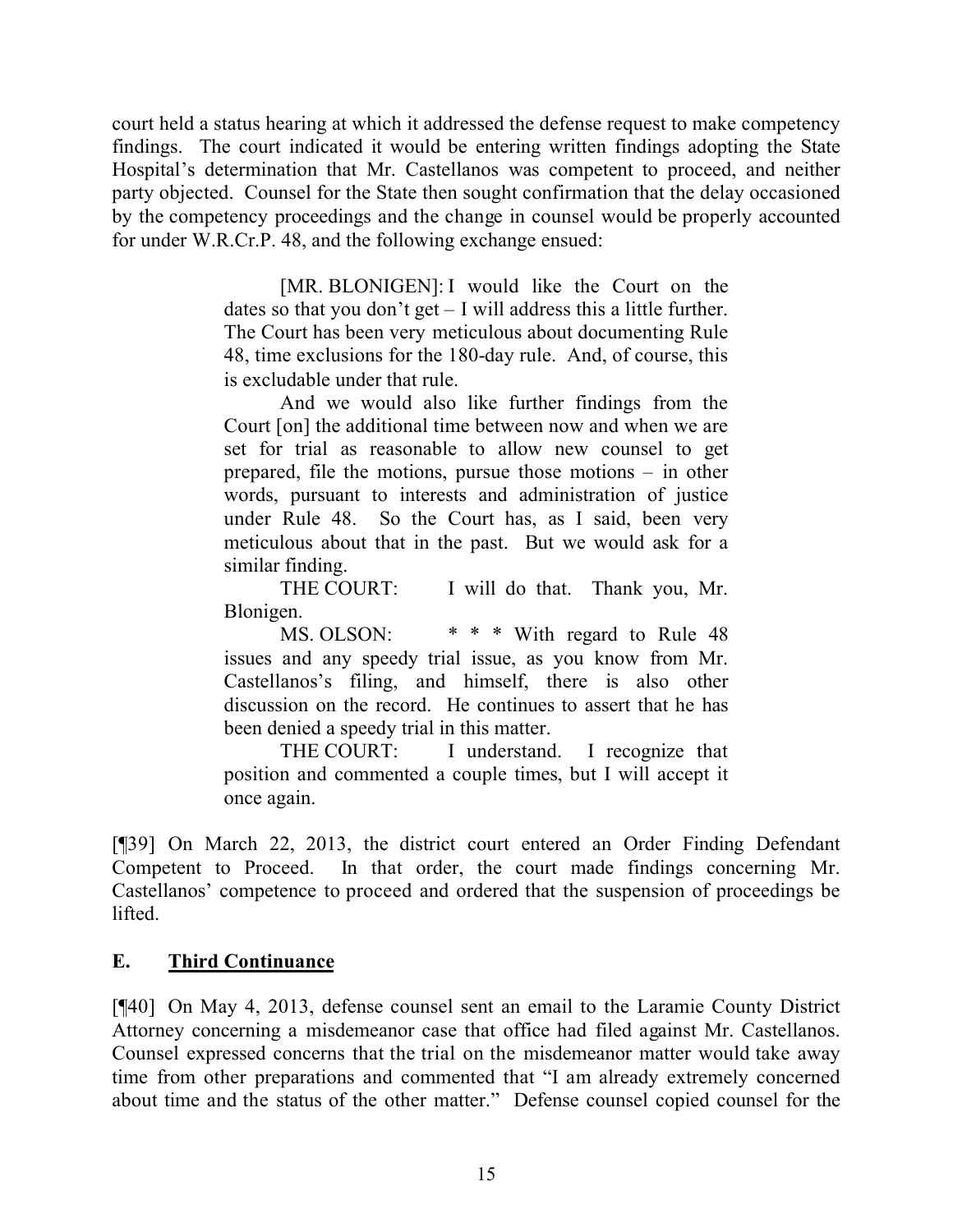court held a status hearing at which it addressed the defense request to make competency findings. The court indicated it would be entering written findings adopting the State Hospital's determination that Mr. Castellanos was competent to proceed, and neither party objected. Counsel for the State then sought confirmation that the delay occasioned by the competency proceedings and the change in counsel would be properly accounted for under W.R.Cr.P. 48, and the following exchange ensued:

> [MR. BLONIGEN]: I would like the Court on the dates so that you don't get – I will address this a little further. The Court has been very meticulous about documenting Rule 48, time exclusions for the 180-day rule. And, of course, this is excludable under that rule.
>
> And we would also like further findings from the Court [on] the additional time between now and when we are set for trial as reasonable to allow new counsel to get prepared, file the motions, pursue those motions – in other words, pursuant to interests and administration of justice under Rule 48. So the Court has, as I said, been very meticulous about that in the past. But we would ask for a similar finding.
>
> THE COURT: I will do that. Thank you, Mr. Blonigen.
>
> MS. OLSON: * * * With regard to Rule 48 issues and any speedy trial issue, as you know from Mr. Castellanos's filing, and himself, there is also other discussion on the record. He continues to assert that he has been denied a speedy trial in this matter.
>
> THE COURT: I understand. I recognize that position and commented a couple times, but I will accept it once again.

[¶39] On March 22, 2013, the district court entered an Order Finding Defendant Competent to Proceed. In that order, the court made findings concerning Mr. Castellanos' competence to proceed and ordered that the suspension of proceedings be lifted.

## E. Third Continuance

[¶40] On May 4, 2013, defense counsel sent an email to the Laramie County District Attorney concerning a misdemeanor case that office had filed against Mr. Castellanos. Counsel expressed concerns that the trial on the misdemeanor matter would take away time from other preparations and commented that "I am already extremely concerned about time and the status of the other matter." Defense counsel copied counsel for the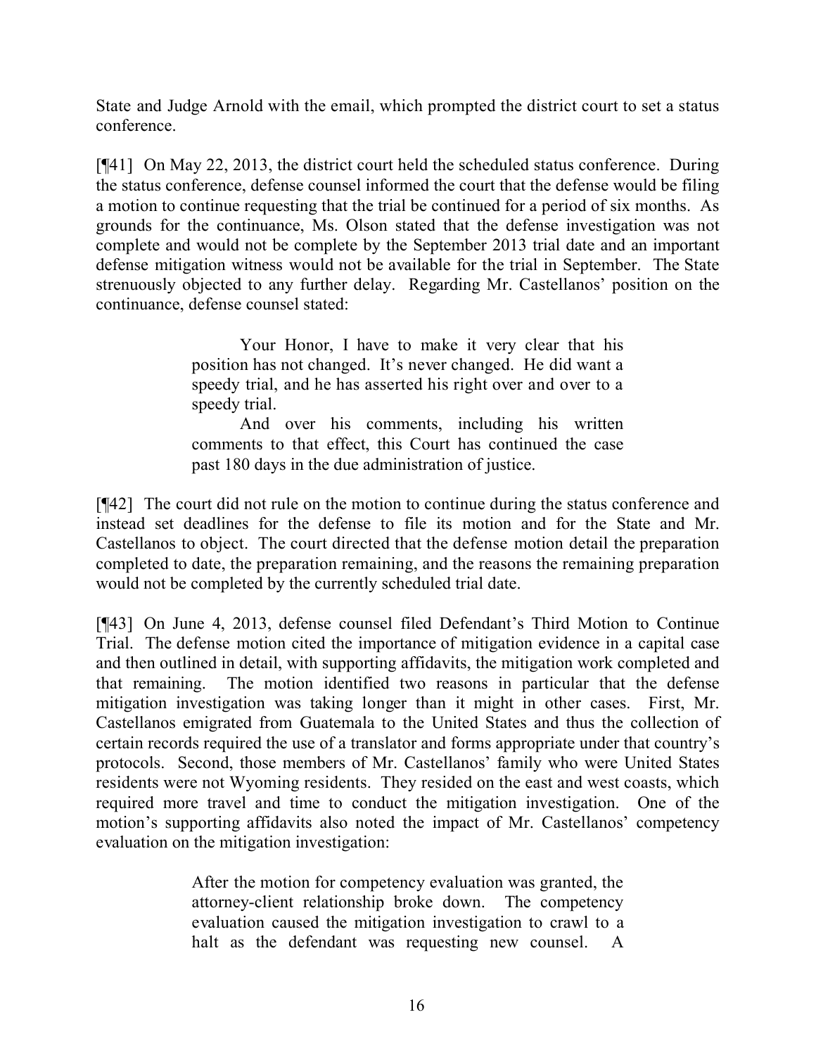State and Judge Arnold with the email, which prompted the district court to set a status conference.

[¶41] On May 22, 2013, the district court held the scheduled status conference. During the status conference, defense counsel informed the court that the defense would be filing a motion to continue requesting that the trial be continued for a period of six months. As grounds for the continuance, Ms. Olson stated that the defense investigation was not complete and would not be complete by the September 2013 trial date and an important defense mitigation witness would not be available for the trial in September. The State strenuously objected to any further delay. Regarding Mr. Castellanos' position on the continuance, defense counsel stated:

> Your Honor, I have to make it very clear that his position has not changed. It's never changed. He did want a speedy trial, and he has asserted his right over and over to a speedy trial.
>
> And over his comments, including his written comments to that effect, this Court has continued the case past 180 days in the due administration of justice.

[¶42] The court did not rule on the motion to continue during the status conference and instead set deadlines for the defense to file its motion and for the State and Mr. Castellanos to object. The court directed that the defense motion detail the preparation completed to date, the preparation remaining, and the reasons the remaining preparation would not be completed by the currently scheduled trial date.

[¶43] On June 4, 2013, defense counsel filed Defendant's Third Motion to Continue Trial. The defense motion cited the importance of mitigation evidence in a capital case and then outlined in detail, with supporting affidavits, the mitigation work completed and that remaining. The motion identified two reasons in particular that the defense mitigation investigation was taking longer than it might in other cases. First, Mr. Castellanos emigrated from Guatemala to the United States and thus the collection of certain records required the use of a translator and forms appropriate under that country's protocols. Second, those members of Mr. Castellanos' family who were United States residents were not Wyoming residents. They resided on the east and west coasts, which required more travel and time to conduct the mitigation investigation. One of the motion's supporting affidavits also noted the impact of Mr. Castellanos' competency evaluation on the mitigation investigation:

> After the motion for competency evaluation was granted, the attorney-client relationship broke down. The competency evaluation caused the mitigation investigation to crawl to a halt as the defendant was requesting new counsel. A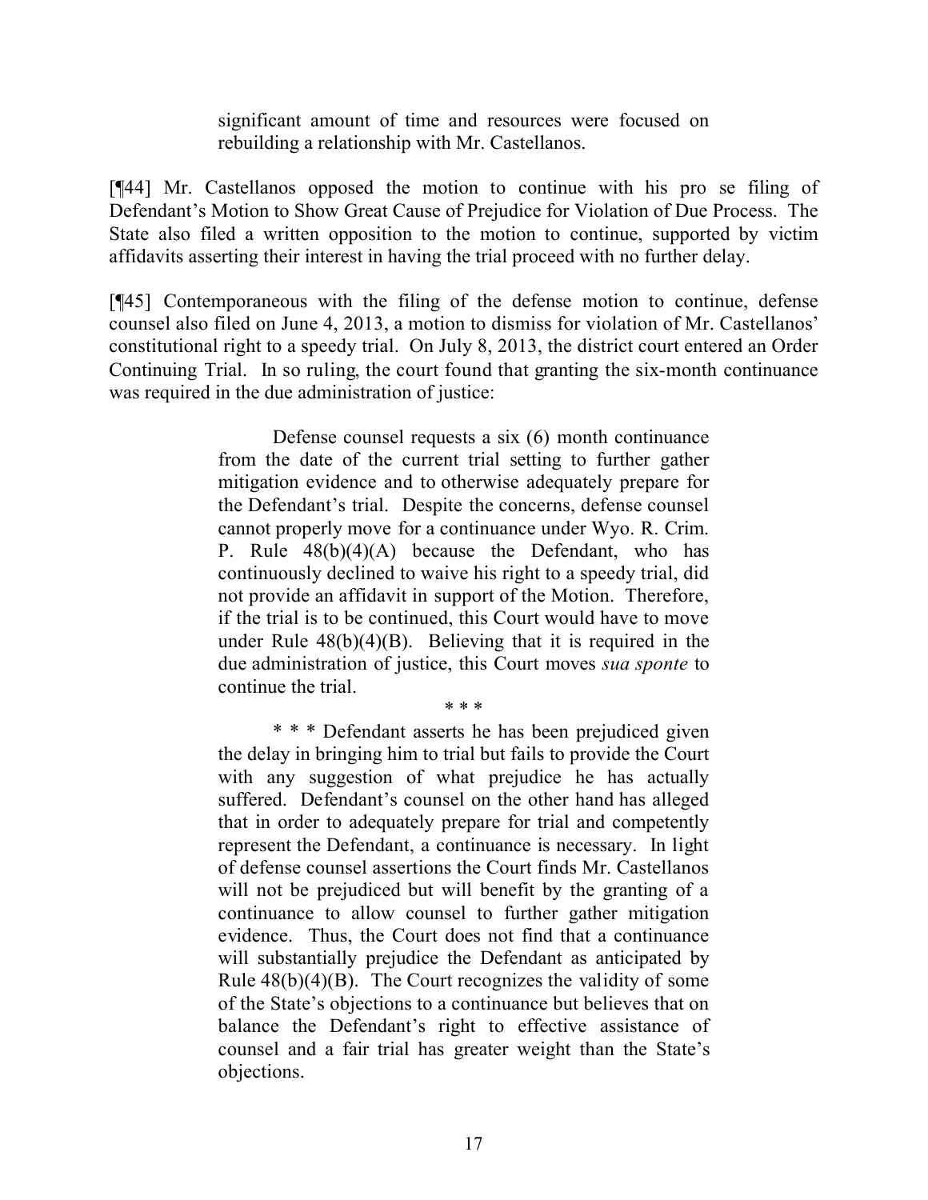> significant amount of time and resources were focused on rebuilding a relationship with Mr. Castellanos.

[¶44] Mr. Castellanos opposed the motion to continue with his pro se filing of Defendant's Motion to Show Great Cause of Prejudice for Violation of Due Process. The State also filed a written opposition to the motion to continue, supported by victim affidavits asserting their interest in having the trial proceed with no further delay.

[¶45] Contemporaneous with the filing of the defense motion to continue, defense counsel also filed on June 4, 2013, a motion to dismiss for violation of Mr. Castellanos' constitutional right to a speedy trial. On July 8, 2013, the district court entered an Order Continuing Trial. In so ruling, the court found that granting the six-month continuance was required in the due administration of justice:

> Defense counsel requests a six (6) month continuance from the date of the current trial setting to further gather mitigation evidence and to otherwise adequately prepare for the Defendant's trial. Despite the concerns, defense counsel cannot properly move for a continuance under Wyo. R. Crim. P. Rule 48(b)(4)(A) because the Defendant, who has continuously declined to waive his right to a speedy trial, did not provide an affidavit in support of the Motion. Therefore, if the trial is to be continued, this Court would have to move under Rule 48(b)(4)(B). Believing that it is required in the due administration of justice, this Court moves *sua sponte* to continue the trial.
>
> \* \* \*
>
> \* \* \* Defendant asserts he has been prejudiced given the delay in bringing him to trial but fails to provide the Court with any suggestion of what prejudice he has actually suffered. Defendant's counsel on the other hand has alleged that in order to adequately prepare for trial and competently represent the Defendant, a continuance is necessary. In light of defense counsel assertions the Court finds Mr. Castellanos will not be prejudiced but will benefit by the granting of a continuance to allow counsel to further gather mitigation evidence. Thus, the Court does not find that a continuance will substantially prejudice the Defendant as anticipated by Rule 48(b)(4)(B). The Court recognizes the validity of some of the State's objections to a continuance but believes that on balance the Defendant's right to effective assistance of counsel and a fair trial has greater weight than the State's objections.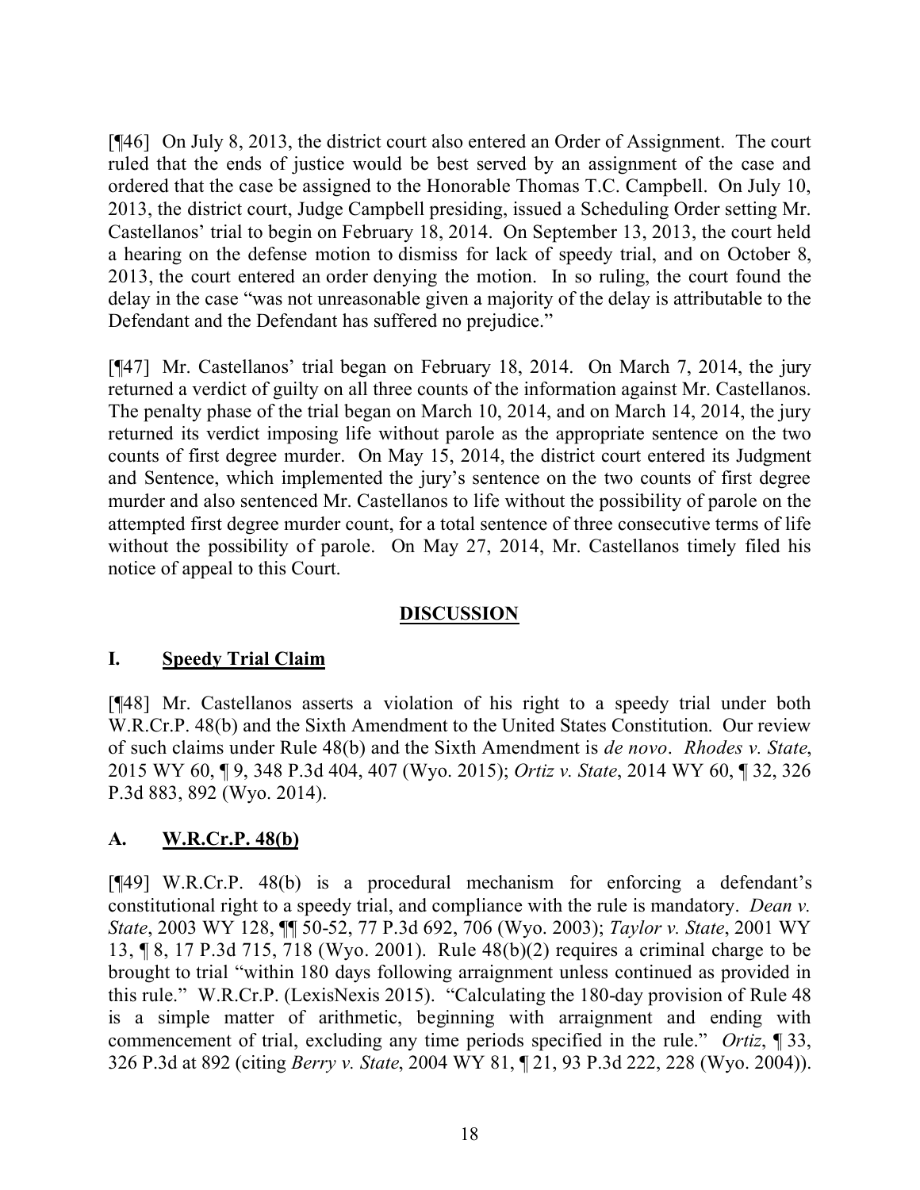[¶46] On July 8, 2013, the district court also entered an Order of Assignment. The court ruled that the ends of justice would be best served by an assignment of the case and ordered that the case be assigned to the Honorable Thomas T.C. Campbell. On July 10, 2013, the district court, Judge Campbell presiding, issued a Scheduling Order setting Mr. Castellanos' trial to begin on February 18, 2014. On September 13, 2013, the court held a hearing on the defense motion to dismiss for lack of speedy trial, and on October 8, 2013, the court entered an order denying the motion. In so ruling, the court found the delay in the case "was not unreasonable given a majority of the delay is attributable to the Defendant and the Defendant has suffered no prejudice."

[¶47] Mr. Castellanos' trial began on February 18, 2014. On March 7, 2014, the jury returned a verdict of guilty on all three counts of the information against Mr. Castellanos. The penalty phase of the trial began on March 10, 2014, and on March 14, 2014, the jury returned its verdict imposing life without parole as the appropriate sentence on the two counts of first degree murder. On May 15, 2014, the district court entered its Judgment and Sentence, which implemented the jury's sentence on the two counts of first degree murder and also sentenced Mr. Castellanos to life without the possibility of parole on the attempted first degree murder count, for a total sentence of three consecutive terms of life without the possibility of parole. On May 27, 2014, Mr. Castellanos timely filed his notice of appeal to this Court.

## DISCUSSION

### I. Speedy Trial Claim

[¶48] Mr. Castellanos asserts a violation of his right to a speedy trial under both W.R.Cr.P. 48(b) and the Sixth Amendment to the United States Constitution. Our review of such claims under Rule 48(b) and the Sixth Amendment is *de novo*. *Rhodes v. State*, 2015 WY 60, ¶ 9, 348 P.3d 404, 407 (Wyo. 2015); *Ortiz v. State*, 2014 WY 60, ¶ 32, 326 P.3d 883, 892 (Wyo. 2014).

### A. W.R.Cr.P. 48(b)

[¶49] W.R.Cr.P. 48(b) is a procedural mechanism for enforcing a defendant's constitutional right to a speedy trial, and compliance with the rule is mandatory. *Dean v. State*, 2003 WY 128, ¶¶ 50-52, 77 P.3d 692, 706 (Wyo. 2003); *Taylor v. State*, 2001 WY 13, ¶ 8, 17 P.3d 715, 718 (Wyo. 2001). Rule 48(b)(2) requires a criminal charge to be brought to trial "within 180 days following arraignment unless continued as provided in this rule." W.R.Cr.P. (LexisNexis 2015). "Calculating the 180-day provision of Rule 48 is a simple matter of arithmetic, beginning with arraignment and ending with commencement of trial, excluding any time periods specified in the rule." *Ortiz*, ¶ 33, 326 P.3d at 892 (citing *Berry v. State*, 2004 WY 81, ¶ 21, 93 P.3d 222, 228 (Wyo. 2004)).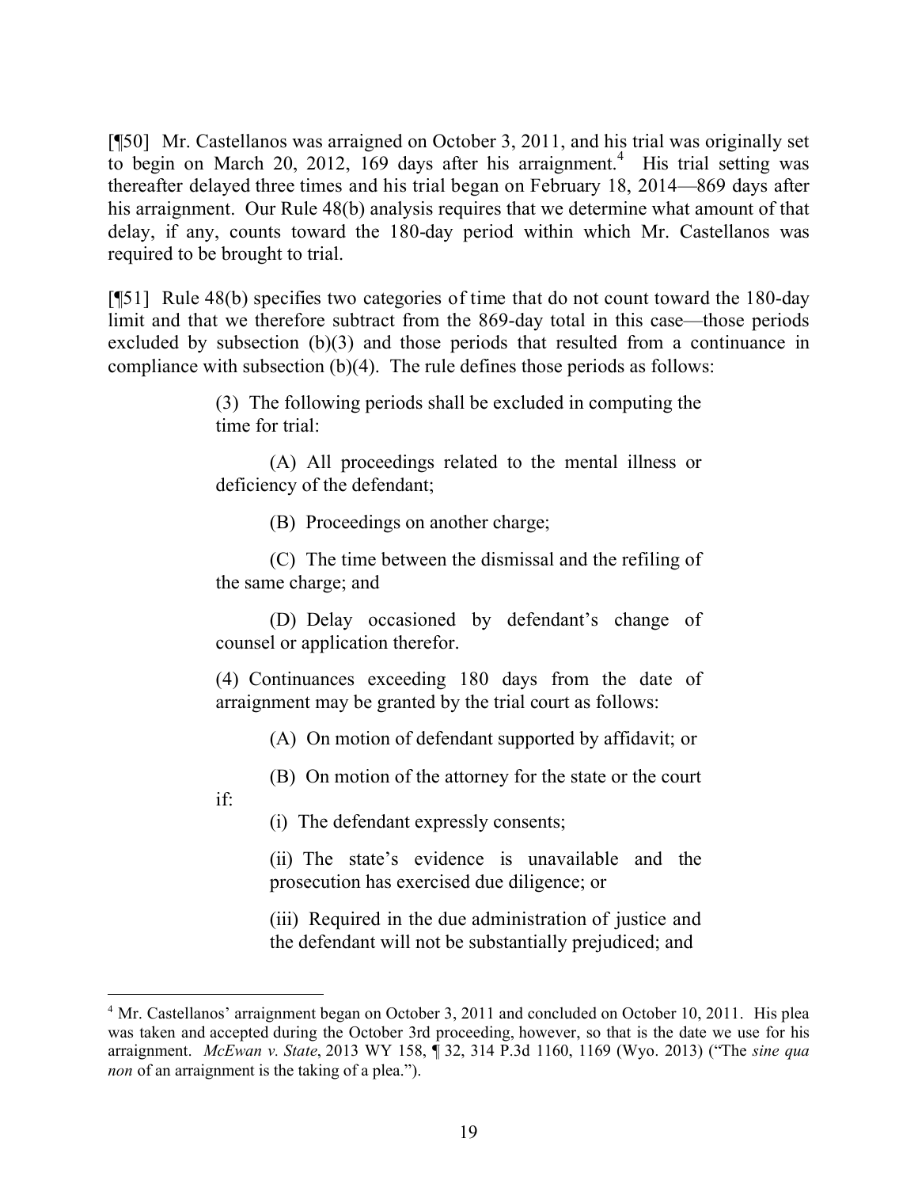[¶50] Mr. Castellanos was arraigned on October 3, 2011, and his trial was originally set to begin on March 20, 2012, 169 days after his arraignment.[4] His trial setting was thereafter delayed three times and his trial began on February 18, 2014—869 days after his arraignment. Our Rule 48(b) analysis requires that we determine what amount of that delay, if any, counts toward the 180-day period within which Mr. Castellanos was required to be brought to trial.

[¶51] Rule 48(b) specifies two categories of time that do not count toward the 180-day limit and that we therefore subtract from the 869-day total in this case—those periods excluded by subsection (b)(3) and those periods that resulted from a continuance in compliance with subsection (b)(4). The rule defines those periods as follows:

> (3) The following periods shall be excluded in computing the time for trial:
>
> (A) All proceedings related to the mental illness or deficiency of the defendant;
>
> (B) Proceedings on another charge;
>
> (C) The time between the dismissal and the refiling of the same charge; and
>
> (D) Delay occasioned by defendant's change of counsel or application therefor.
>
> (4) Continuances exceeding 180 days from the date of arraignment may be granted by the trial court as follows:
>
> (A) On motion of defendant supported by affidavit; or
>
> (B) On motion of the attorney for the state or the court if:
>
> (i) The defendant expressly consents;
>
> (ii) The state's evidence is unavailable and the prosecution has exercised due diligence; or
>
> (iii) Required in the due administration of justice and the defendant will not be substantially prejudiced; and

---

[4] Mr. Castellanos' arraignment began on October 3, 2011 and concluded on October 10, 2011. His plea was taken and accepted during the October 3rd proceeding, however, so that is the date we use for his arraignment. *McEwan v. State*, 2013 WY 158, ¶ 32, 314 P.3d 1160, 1169 (Wyo. 2013) ("The *sine qua non* of an arraignment is the taking of a plea.").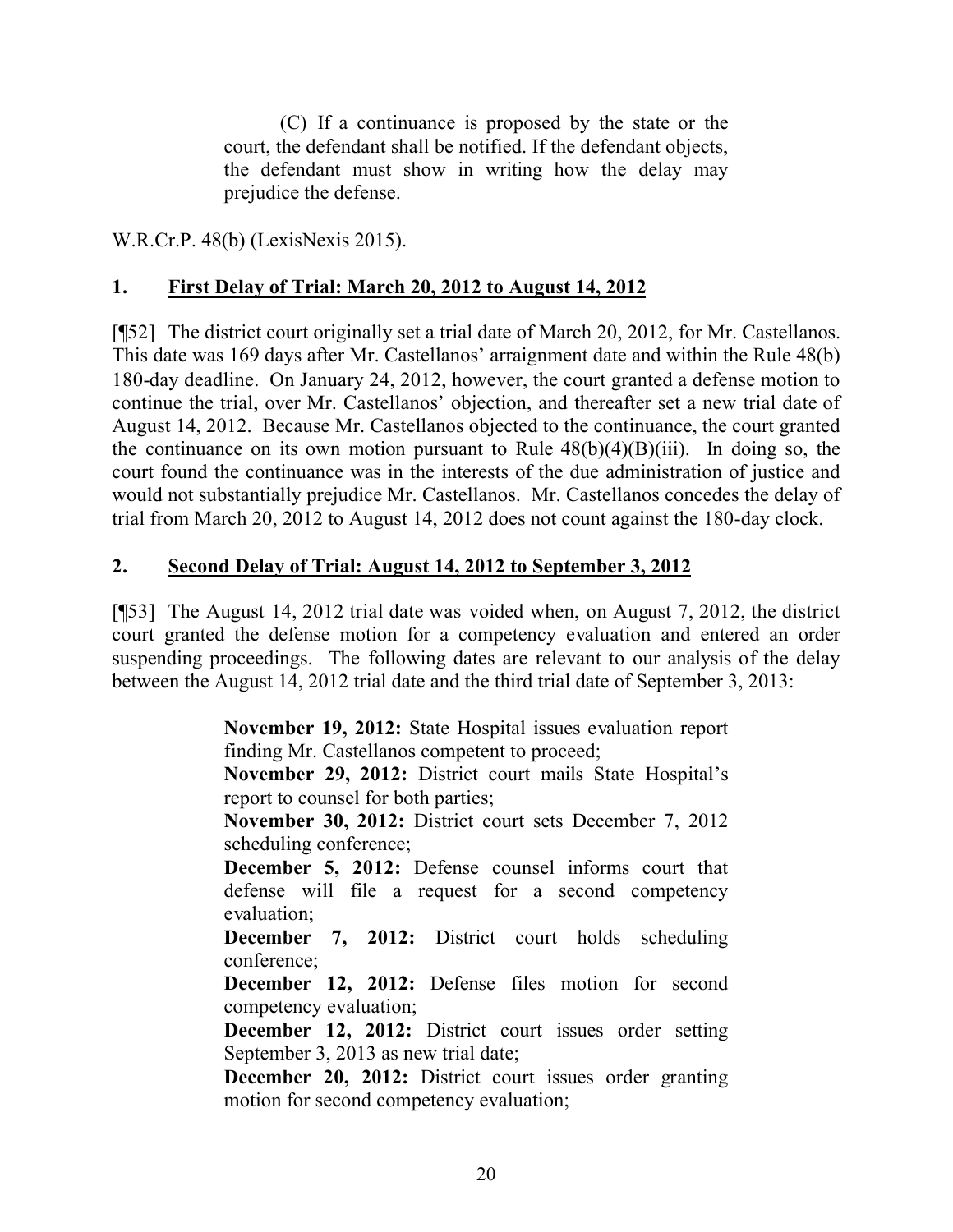(C) If a continuance is proposed by the state or the court, the defendant shall be notified. If the defendant objects, the defendant must show in writing how the delay may prejudice the defense.

W.R.Cr.P. 48(b) (LexisNexis 2015).

## 1. First Delay of Trial: March 20, 2012 to August 14, 2012

[¶52] The district court originally set a trial date of March 20, 2012, for Mr. Castellanos. This date was 169 days after Mr. Castellanos' arraignment date and within the Rule 48(b) 180-day deadline. On January 24, 2012, however, the court granted a defense motion to continue the trial, over Mr. Castellanos' objection, and thereafter set a new trial date of August 14, 2012. Because Mr. Castellanos objected to the continuance, the court granted the continuance on its own motion pursuant to Rule 48(b)(4)(B)(iii). In doing so, the court found the continuance was in the interests of the due administration of justice and would not substantially prejudice Mr. Castellanos. Mr. Castellanos concedes the delay of trial from March 20, 2012 to August 14, 2012 does not count against the 180-day clock.

## 2. Second Delay of Trial: August 14, 2012 to September 3, 2012

[¶53] The August 14, 2012 trial date was voided when, on August 7, 2012, the district court granted the defense motion for a competency evaluation and entered an order suspending proceedings. The following dates are relevant to our analysis of the delay between the August 14, 2012 trial date and the third trial date of September 3, 2013:

> **November 19, 2012:** State Hospital issues evaluation report finding Mr. Castellanos competent to proceed;
>
> **November 29, 2012:** District court mails State Hospital's report to counsel for both parties;
>
> **November 30, 2012:** District court sets December 7, 2012 scheduling conference;
>
> **December 5, 2012:** Defense counsel informs court that defense will file a request for a second competency evaluation;
>
> **December 7, 2012:** District court holds scheduling conference;
>
> **December 12, 2012:** Defense files motion for second competency evaluation;
>
> **December 12, 2012:** District court issues order setting September 3, 2013 as new trial date;
>
> **December 20, 2012:** District court issues order granting motion for second competency evaluation;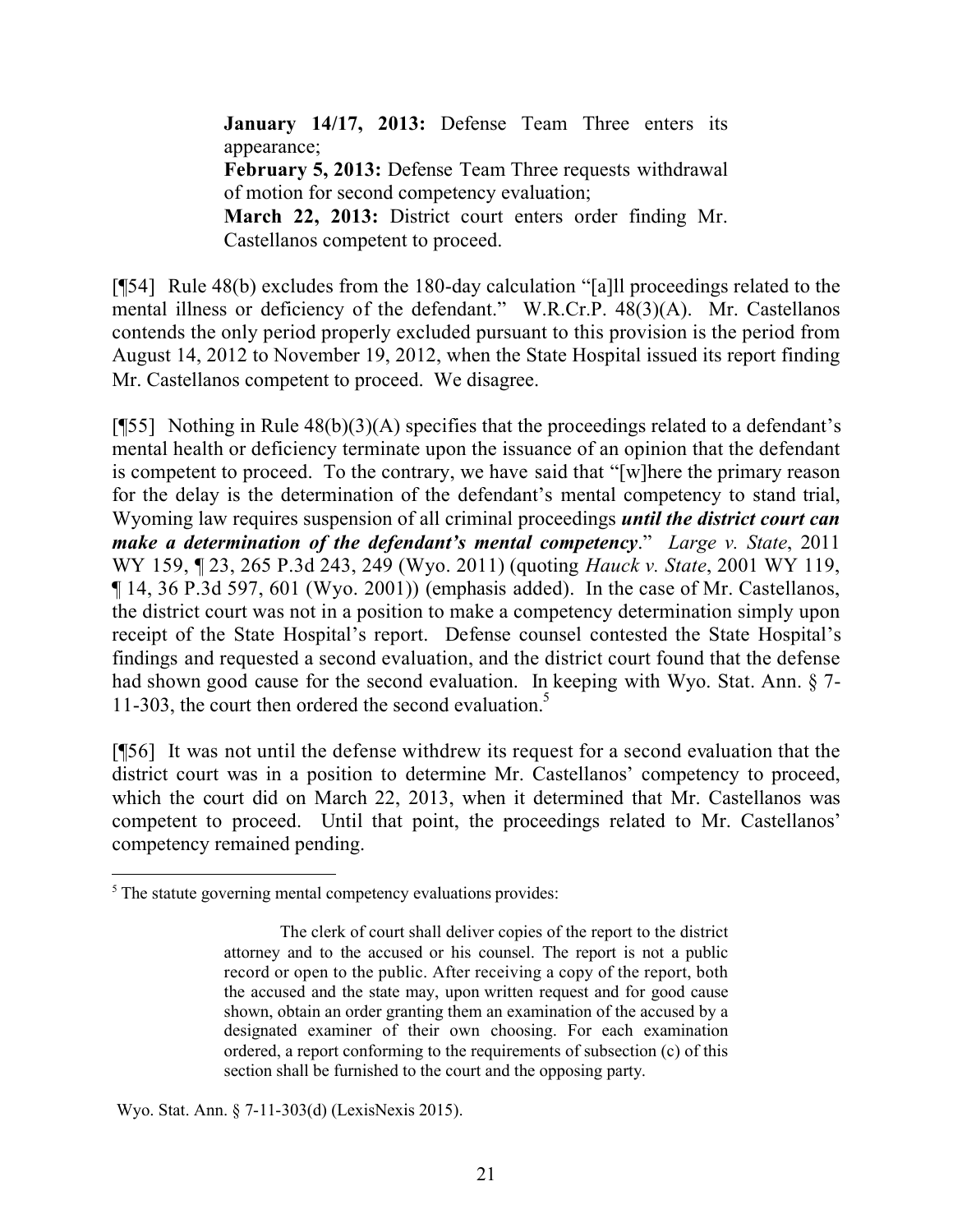**January 14/17, 2013:** Defense Team Three enters its appearance;

**February 5, 2013:** Defense Team Three requests withdrawal of motion for second competency evaluation;

**March 22, 2013:** District court enters order finding Mr. Castellanos competent to proceed.

[¶54] Rule 48(b) excludes from the 180-day calculation "[a]ll proceedings related to the mental illness or deficiency of the defendant." W.R.Cr.P. 48(3)(A). Mr. Castellanos contends the only period properly excluded pursuant to this provision is the period from August 14, 2012 to November 19, 2012, when the State Hospital issued its report finding Mr. Castellanos competent to proceed. We disagree.

[¶55] Nothing in Rule 48(b)(3)(A) specifies that the proceedings related to a defendant's mental health or deficiency terminate upon the issuance of an opinion that the defendant is competent to proceed. To the contrary, we have said that "[w]here the primary reason for the delay is the determination of the defendant's mental competency to stand trial, Wyoming law requires suspension of all criminal proceedings ***until the district court can make a determination of the defendant's mental competency***." *Large v. State*, 2011 WY 159, ¶ 23, 265 P.3d 243, 249 (Wyo. 2011) (quoting *Hauck v. State*, 2001 WY 119, ¶ 14, 36 P.3d 597, 601 (Wyo. 2001)) (emphasis added). In the case of Mr. Castellanos, the district court was not in a position to make a competency determination simply upon receipt of the State Hospital's report. Defense counsel contested the State Hospital's findings and requested a second evaluation, and the district court found that the defense had shown good cause for the second evaluation. In keeping with Wyo. Stat. Ann. § 7-11-303, the court then ordered the second evaluation.[5]

[¶56] It was not until the defense withdrew its request for a second evaluation that the district court was in a position to determine Mr. Castellanos' competency to proceed, which the court did on March 22, 2013, when it determined that Mr. Castellanos was competent to proceed. Until that point, the proceedings related to Mr. Castellanos' competency remained pending.

---

[5] The statute governing mental competency evaluations provides:

> The clerk of court shall deliver copies of the report to the district attorney and to the accused or his counsel. The report is not a public record or open to the public. After receiving a copy of the report, both the accused and the state may, upon written request and for good cause shown, obtain an order granting them an examination of the accused by a designated examiner of their own choosing. For each examination ordered, a report conforming to the requirements of subsection (c) of this section shall be furnished to the court and the opposing party.

Wyo. Stat. Ann. § 7-11-303(d) (LexisNexis 2015).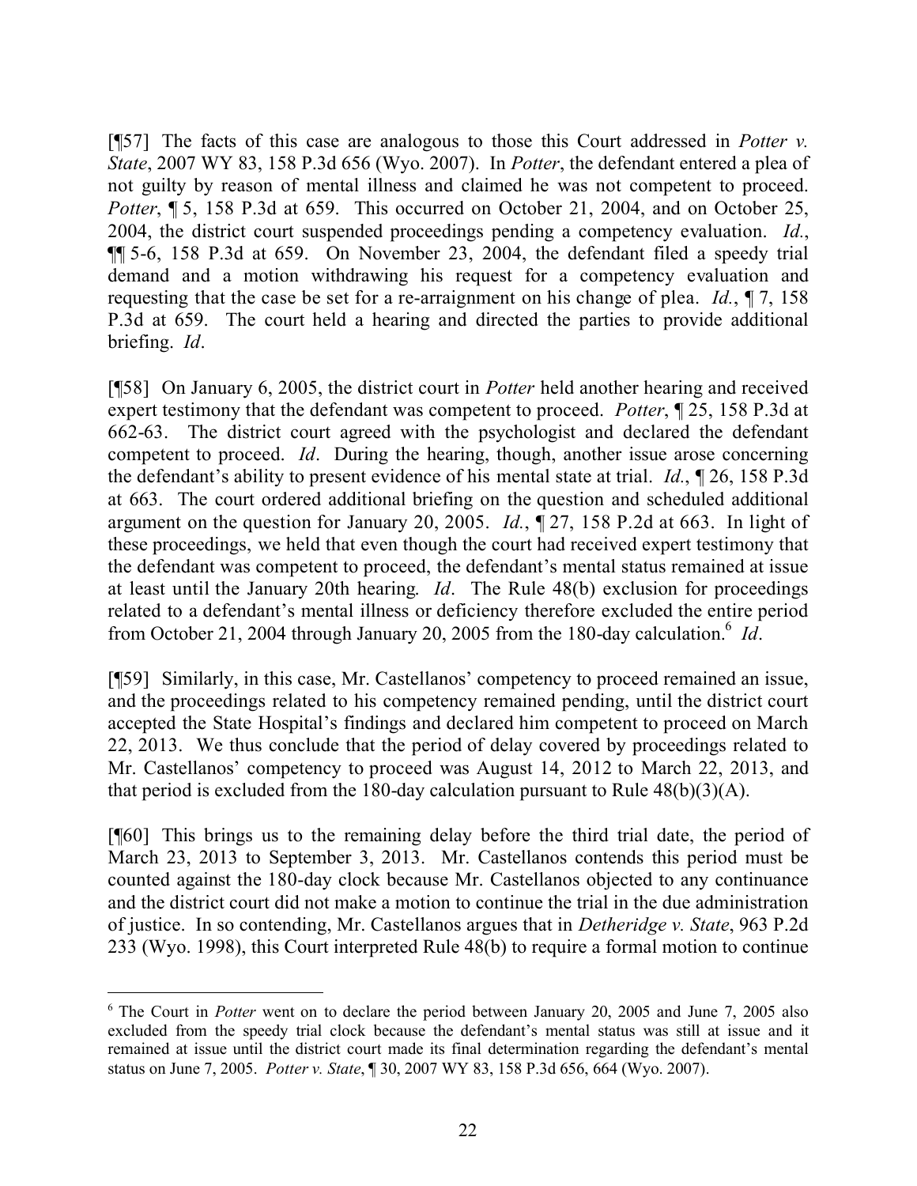[¶57] The facts of this case are analogous to those this Court addressed in *Potter v. State*, 2007 WY 83, 158 P.3d 656 (Wyo. 2007). In *Potter*, the defendant entered a plea of not guilty by reason of mental illness and claimed he was not competent to proceed. *Potter*, ¶ 5, 158 P.3d at 659. This occurred on October 21, 2004, and on October 25, 2004, the district court suspended proceedings pending a competency evaluation. *Id.*, ¶¶ 5-6, 158 P.3d at 659. On November 23, 2004, the defendant filed a speedy trial demand and a motion withdrawing his request for a competency evaluation and requesting that the case be set for a re-arraignment on his change of plea. *Id.*, ¶ 7, 158 P.3d at 659. The court held a hearing and directed the parties to provide additional briefing. *Id*.

[¶58] On January 6, 2005, the district court in *Potter* held another hearing and received expert testimony that the defendant was competent to proceed. *Potter*, ¶ 25, 158 P.3d at 662-63. The district court agreed with the psychologist and declared the defendant competent to proceed. *Id*. During the hearing, though, another issue arose concerning the defendant's ability to present evidence of his mental state at trial. *Id.*, ¶ 26, 158 P.3d at 663. The court ordered additional briefing on the question and scheduled additional argument on the question for January 20, 2005. *Id.*, ¶ 27, 158 P.2d at 663. In light of these proceedings, we held that even though the court had received expert testimony that the defendant was competent to proceed, the defendant's mental status remained at issue at least until the January 20th hearing. *Id*. The Rule 48(b) exclusion for proceedings related to a defendant's mental illness or deficiency therefore excluded the entire period from October 21, 2004 through January 20, 2005 from the 180-day calculation.[6] *Id*.

[¶59] Similarly, in this case, Mr. Castellanos' competency to proceed remained an issue, and the proceedings related to his competency remained pending, until the district court accepted the State Hospital's findings and declared him competent to proceed on March 22, 2013. We thus conclude that the period of delay covered by proceedings related to Mr. Castellanos' competency to proceed was August 14, 2012 to March 22, 2013, and that period is excluded from the 180-day calculation pursuant to Rule 48(b)(3)(A).

[¶60] This brings us to the remaining delay before the third trial date, the period of March 23, 2013 to September 3, 2013. Mr. Castellanos contends this period must be counted against the 180-day clock because Mr. Castellanos objected to any continuance and the district court did not make a motion to continue the trial in the due administration of justice. In so contending, Mr. Castellanos argues that in *Detheridge v. State*, 963 P.2d 233 (Wyo. 1998), this Court interpreted Rule 48(b) to require a formal motion to continue

---

[6] The Court in *Potter* went on to declare the period between January 20, 2005 and June 7, 2005 also excluded from the speedy trial clock because the defendant's mental status was still at issue and it remained at issue until the district court made its final determination regarding the defendant's mental status on June 7, 2005. *Potter v. State*, ¶ 30, 2007 WY 83, 158 P.3d 656, 664 (Wyo. 2007).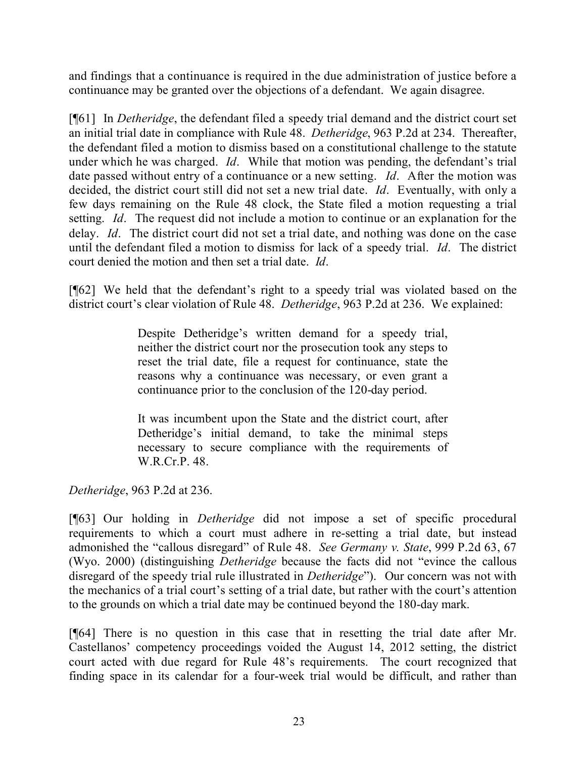and findings that a continuance is required in the due administration of justice before a continuance may be granted over the objections of a defendant. We again disagree.

[¶61] In *Detheridge*, the defendant filed a speedy trial demand and the district court set an initial trial date in compliance with Rule 48. *Detheridge*, 963 P.2d at 234. Thereafter, the defendant filed a motion to dismiss based on a constitutional challenge to the statute under which he was charged. *Id*. While that motion was pending, the defendant's trial date passed without entry of a continuance or a new setting. *Id*. After the motion was decided, the district court still did not set a new trial date. *Id*. Eventually, with only a few days remaining on the Rule 48 clock, the State filed a motion requesting a trial setting. *Id*. The request did not include a motion to continue or an explanation for the delay. *Id*. The district court did not set a trial date, and nothing was done on the case until the defendant filed a motion to dismiss for lack of a speedy trial. *Id*. The district court denied the motion and then set a trial date. *Id*.

[¶62] We held that the defendant's right to a speedy trial was violated based on the district court's clear violation of Rule 48. *Detheridge*, 963 P.2d at 236. We explained:

> Despite Detheridge's written demand for a speedy trial, neither the district court nor the prosecution took any steps to reset the trial date, file a request for continuance, state the reasons why a continuance was necessary, or even grant a continuance prior to the conclusion of the 120-day period.
>
> It was incumbent upon the State and the district court, after Detheridge's initial demand, to take the minimal steps necessary to secure compliance with the requirements of W.R.Cr.P. 48.

*Detheridge*, 963 P.2d at 236.

[¶63] Our holding in *Detheridge* did not impose a set of specific procedural requirements to which a court must adhere in re-setting a trial date, but instead admonished the "callous disregard" of Rule 48. *See Germany v. State*, 999 P.2d 63, 67 (Wyo. 2000) (distinguishing *Detheridge* because the facts did not "evince the callous disregard of the speedy trial rule illustrated in *Detheridge*"). Our concern was not with the mechanics of a trial court's setting of a trial date, but rather with the court's attention to the grounds on which a trial date may be continued beyond the 180-day mark.

[¶64] There is no question in this case that in resetting the trial date after Mr. Castellanos' competency proceedings voided the August 14, 2012 setting, the district court acted with due regard for Rule 48's requirements. The court recognized that finding space in its calendar for a four-week trial would be difficult, and rather than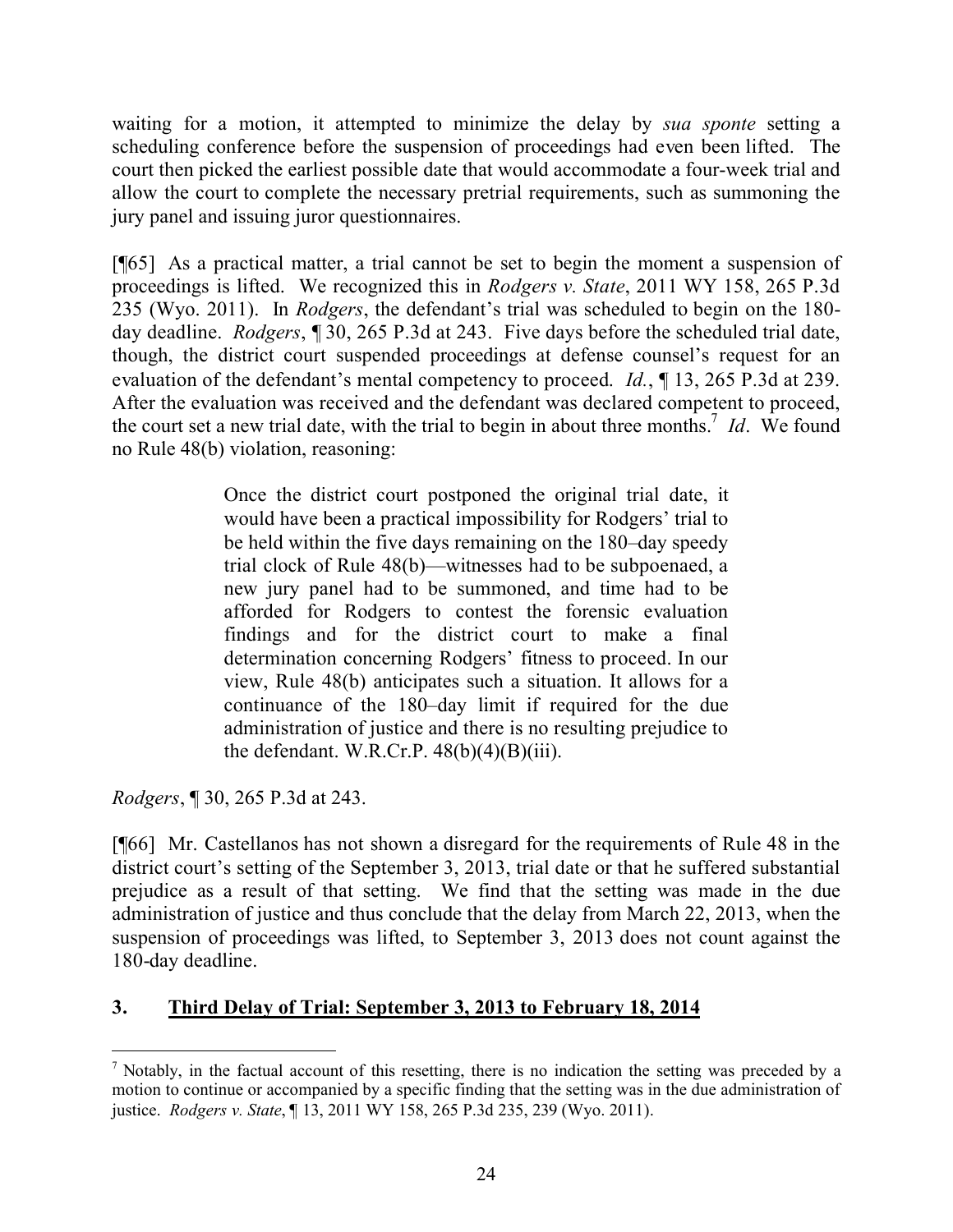waiting for a motion, it attempted to minimize the delay by *sua sponte* setting a scheduling conference before the suspension of proceedings had even been lifted. The court then picked the earliest possible date that would accommodate a four-week trial and allow the court to complete the necessary pretrial requirements, such as summoning the jury panel and issuing juror questionnaires.

[¶65] As a practical matter, a trial cannot be set to begin the moment a suspension of proceedings is lifted. We recognized this in *Rodgers v. State*, 2011 WY 158, 265 P.3d 235 (Wyo. 2011). In *Rodgers*, the defendant's trial was scheduled to begin on the 180-day deadline. *Rodgers*, ¶ 30, 265 P.3d at 243. Five days before the scheduled trial date, though, the district court suspended proceedings at defense counsel's request for an evaluation of the defendant's mental competency to proceed. *Id.*, ¶ 13, 265 P.3d at 239. After the evaluation was received and the defendant was declared competent to proceed, the court set a new trial date, with the trial to begin in about three months.[7] *Id*. We found no Rule 48(b) violation, reasoning:

> Once the district court postponed the original trial date, it would have been a practical impossibility for Rodgers' trial to be held within the five days remaining on the 180–day speedy trial clock of Rule 48(b)—witnesses had to be subpoenaed, a new jury panel had to be summoned, and time had to be afforded for Rodgers to contest the forensic evaluation findings and for the district court to make a final determination concerning Rodgers' fitness to proceed. In our view, Rule 48(b) anticipates such a situation. It allows for a continuance of the 180–day limit if required for the due administration of justice and there is no resulting prejudice to the defendant. W.R.Cr.P. 48(b)(4)(B)(iii).

*Rodgers*, ¶ 30, 265 P.3d at 243.

[¶66] Mr. Castellanos has not shown a disregard for the requirements of Rule 48 in the district court's setting of the September 3, 2013, trial date or that he suffered substantial prejudice as a result of that setting. We find that the setting was made in the due administration of justice and thus conclude that the delay from March 22, 2013, when the suspension of proceedings was lifted, to September 3, 2013 does not count against the 180-day deadline.

## 3. Third Delay of Trial: September 3, 2013 to February 18, 2014

---

[7] Notably, in the factual account of this resetting, there is no indication the setting was preceded by a motion to continue or accompanied by a specific finding that the setting was in the due administration of justice. *Rodgers v. State*, ¶ 13, 2011 WY 158, 265 P.3d 235, 239 (Wyo. 2011).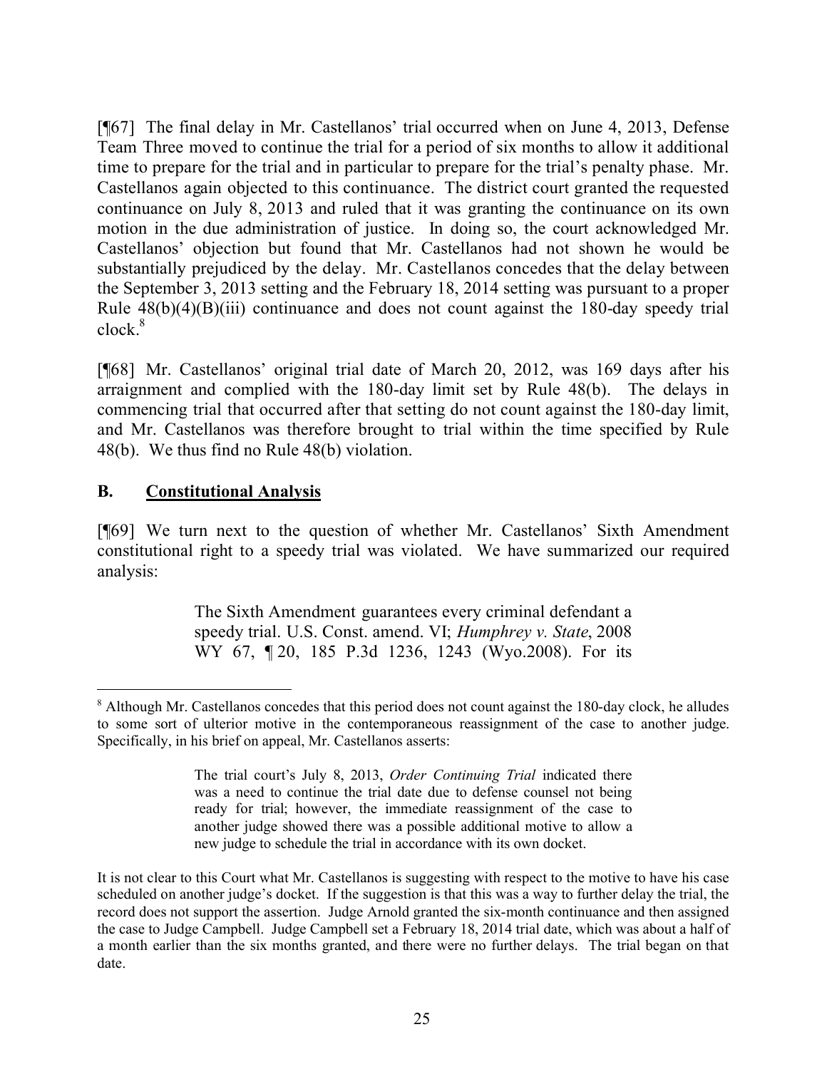[¶67] The final delay in Mr. Castellanos' trial occurred when on June 4, 2013, Defense Team Three moved to continue the trial for a period of six months to allow it additional time to prepare for the trial and in particular to prepare for the trial's penalty phase. Mr. Castellanos again objected to this continuance. The district court granted the requested continuance on July 8, 2013 and ruled that it was granting the continuance on its own motion in the due administration of justice. In doing so, the court acknowledged Mr. Castellanos' objection but found that Mr. Castellanos had not shown he would be substantially prejudiced by the delay. Mr. Castellanos concedes that the delay between the September 3, 2013 setting and the February 18, 2014 setting was pursuant to a proper Rule 48(b)(4)(B)(iii) continuance and does not count against the 180-day speedy trial clock.[8]

[¶68] Mr. Castellanos' original trial date of March 20, 2012, was 169 days after his arraignment and complied with the 180-day limit set by Rule 48(b). The delays in commencing trial that occurred after that setting do not count against the 180-day limit, and Mr. Castellanos was therefore brought to trial within the time specified by Rule 48(b). We thus find no Rule 48(b) violation.

## B. <u>Constitutional Analysis</u>

[¶69] We turn next to the question of whether Mr. Castellanos' Sixth Amendment constitutional right to a speedy trial was violated. We have summarized our required analysis:

> The Sixth Amendment guarantees every criminal defendant a speedy trial. U.S. Const. amend. VI; *Humphrey v. State*, 2008 WY 67, ¶ 20, 185 P.3d 1236, 1243 (Wyo.2008). For its

---

[8] Although Mr. Castellanos concedes that this period does not count against the 180-day clock, he alludes to some sort of ulterior motive in the contemporaneous reassignment of the case to another judge. Specifically, in his brief on appeal, Mr. Castellanos asserts:

> The trial court's July 8, 2013, *Order Continuing Trial* indicated there was a need to continue the trial date due to defense counsel not being ready for trial; however, the immediate reassignment of the case to another judge showed there was a possible additional motive to allow a new judge to schedule the trial in accordance with its own docket.

It is not clear to this Court what Mr. Castellanos is suggesting with respect to the motive to have his case scheduled on another judge's docket. If the suggestion is that this was a way to further delay the trial, the record does not support the assertion. Judge Arnold granted the six-month continuance and then assigned the case to Judge Campbell. Judge Campbell set a February 18, 2014 trial date, which was about a half of a month earlier than the six months granted, and there were no further delays. The trial began on that date.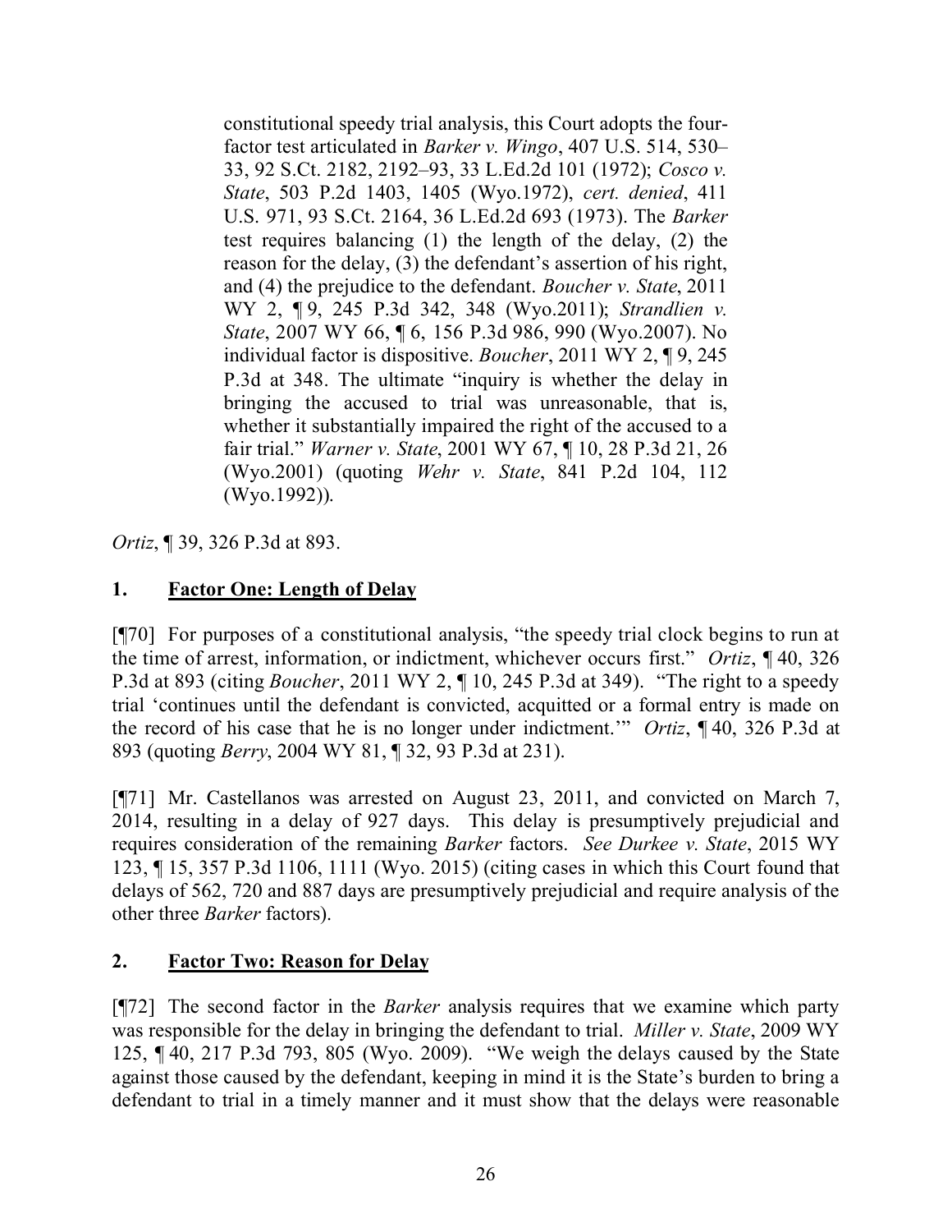> constitutional speedy trial analysis, this Court adopts the four-factor test articulated in *Barker v. Wingo*, 407 U.S. 514, 530–33, 92 S.Ct. 2182, 2192–93, 33 L.Ed.2d 101 (1972); *Cosco v. State*, 503 P.2d 1403, 1405 (Wyo.1972), *cert. denied*, 411 U.S. 971, 93 S.Ct. 2164, 36 L.Ed.2d 693 (1973). The *Barker* test requires balancing (1) the length of the delay, (2) the reason for the delay, (3) the defendant's assertion of his right, and (4) the prejudice to the defendant. *Boucher v. State*, 2011 WY 2, ¶ 9, 245 P.3d 342, 348 (Wyo.2011); *Strandlien v. State*, 2007 WY 66, ¶ 6, 156 P.3d 986, 990 (Wyo.2007). No individual factor is dispositive. *Boucher*, 2011 WY 2, ¶ 9, 245 P.3d at 348. The ultimate "inquiry is whether the delay in bringing the accused to trial was unreasonable, that is, whether it substantially impaired the right of the accused to a fair trial." *Warner v. State*, 2001 WY 67, ¶ 10, 28 P.3d 21, 26 (Wyo.2001) (quoting *Wehr v. State*, 841 P.2d 104, 112 (Wyo.1992)).

*Ortiz*, ¶ 39, 326 P.3d at 893.

## 1. Factor One: Length of Delay

[¶70] For purposes of a constitutional analysis, "the speedy trial clock begins to run at the time of arrest, information, or indictment, whichever occurs first." *Ortiz*, ¶ 40, 326 P.3d at 893 (citing *Boucher*, 2011 WY 2, ¶ 10, 245 P.3d at 349). "The right to a speedy trial 'continues until the defendant is convicted, acquitted or a formal entry is made on the record of his case that he is no longer under indictment.'" *Ortiz*, ¶ 40, 326 P.3d at 893 (quoting *Berry*, 2004 WY 81, ¶ 32, 93 P.3d at 231).

[¶71] Mr. Castellanos was arrested on August 23, 2011, and convicted on March 7, 2014, resulting in a delay of 927 days. This delay is presumptively prejudicial and requires consideration of the remaining *Barker* factors. *See Durkee v. State*, 2015 WY 123, ¶ 15, 357 P.3d 1106, 1111 (Wyo. 2015) (citing cases in which this Court found that delays of 562, 720 and 887 days are presumptively prejudicial and require analysis of the other three *Barker* factors).

## 2. Factor Two: Reason for Delay

[¶72] The second factor in the *Barker* analysis requires that we examine which party was responsible for the delay in bringing the defendant to trial. *Miller v. State*, 2009 WY 125, ¶ 40, 217 P.3d 793, 805 (Wyo. 2009). "We weigh the delays caused by the State against those caused by the defendant, keeping in mind it is the State's burden to bring a defendant to trial in a timely manner and it must show that the delays were reasonable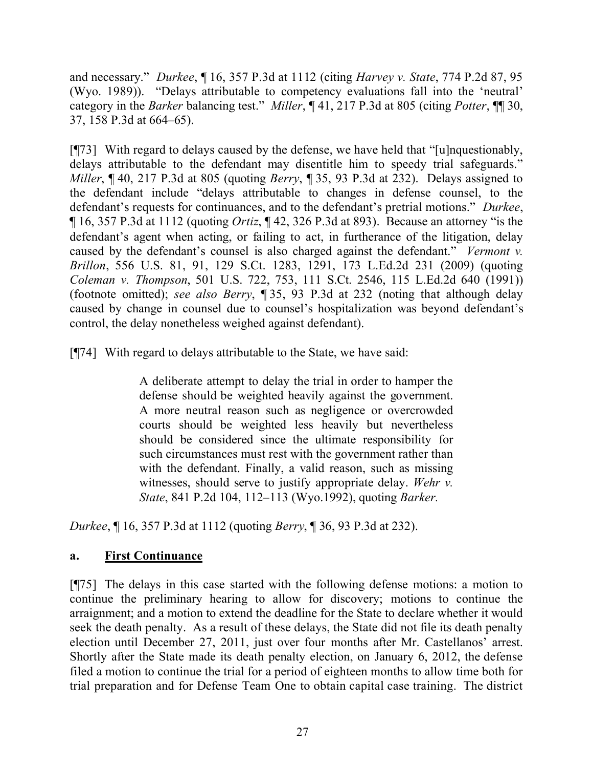and necessary." *Durkee*, ¶ 16, 357 P.3d at 1112 (citing *Harvey v. State*, 774 P.2d 87, 95 (Wyo. 1989)). "Delays attributable to competency evaluations fall into the 'neutral' category in the *Barker* balancing test." *Miller*, ¶ 41, 217 P.3d at 805 (citing *Potter*, ¶¶ 30, 37, 158 P.3d at 664–65).

[¶73] With regard to delays caused by the defense, we have held that "[u]nquestionably, delays attributable to the defendant may disentitle him to speedy trial safeguards." *Miller*, ¶ 40, 217 P.3d at 805 (quoting *Berry*, ¶ 35, 93 P.3d at 232). Delays assigned to the defendant include "delays attributable to changes in defense counsel, to the defendant's requests for continuances, and to the defendant's pretrial motions." *Durkee*, ¶ 16, 357 P.3d at 1112 (quoting *Ortiz*, ¶ 42, 326 P.3d at 893). Because an attorney "is the defendant's agent when acting, or failing to act, in furtherance of the litigation, delay caused by the defendant's counsel is also charged against the defendant." *Vermont v. Brillon*, 556 U.S. 81, 91, 129 S.Ct. 1283, 1291, 173 L.Ed.2d 231 (2009) (quoting *Coleman v. Thompson*, 501 U.S. 722, 753, 111 S.Ct. 2546, 115 L.Ed.2d 640 (1991)) (footnote omitted); *see also Berry*, ¶ 35, 93 P.3d at 232 (noting that although delay caused by change in counsel due to counsel's hospitalization was beyond defendant's control, the delay nonetheless weighed against defendant).

[¶74] With regard to delays attributable to the State, we have said:

> A deliberate attempt to delay the trial in order to hamper the defense should be weighted heavily against the government. A more neutral reason such as negligence or overcrowded courts should be weighted less heavily but nevertheless should be considered since the ultimate responsibility for such circumstances must rest with the government rather than with the defendant. Finally, a valid reason, such as missing witnesses, should serve to justify appropriate delay. *Wehr v. State*, 841 P.2d 104, 112–113 (Wyo.1992), quoting *Barker.*

*Durkee*, ¶ 16, 357 P.3d at 1112 (quoting *Berry*, ¶ 36, 93 P.3d at 232).

**a. <u>First Continuance</u>**

[¶75] The delays in this case started with the following defense motions: a motion to continue the preliminary hearing to allow for discovery; motions to continue the arraignment; and a motion to extend the deadline for the State to declare whether it would seek the death penalty. As a result of these delays, the State did not file its death penalty election until December 27, 2011, just over four months after Mr. Castellanos' arrest. Shortly after the State made its death penalty election, on January 6, 2012, the defense filed a motion to continue the trial for a period of eighteen months to allow time both for trial preparation and for Defense Team One to obtain capital case training. The district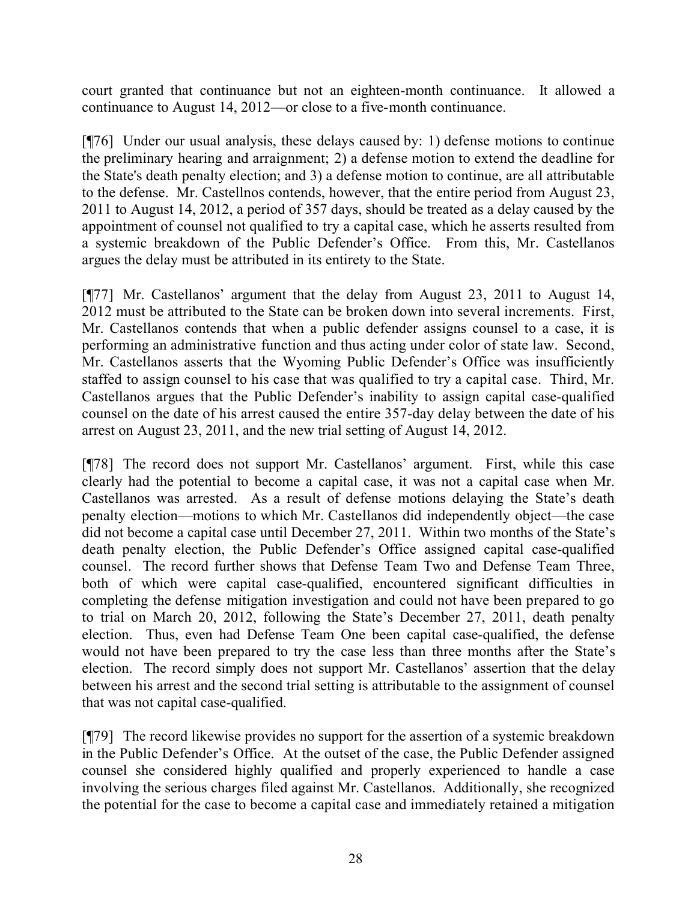court granted that continuance but not an eighteen-month continuance. It allowed a continuance to August 14, 2012—or close to a five-month continuance.

[¶76] Under our usual analysis, these delays caused by: 1) defense motions to continue the preliminary hearing and arraignment; 2) a defense motion to extend the deadline for the State's death penalty election; and 3) a defense motion to continue, are all attributable to the defense. Mr. Castellnos contends, however, that the entire period from August 23, 2011 to August 14, 2012, a period of 357 days, should be treated as a delay caused by the appointment of counsel not qualified to try a capital case, which he asserts resulted from a systemic breakdown of the Public Defender's Office. From this, Mr. Castellanos argues the delay must be attributed in its entirety to the State.

[¶77] Mr. Castellanos' argument that the delay from August 23, 2011 to August 14, 2012 must be attributed to the State can be broken down into several increments. First, Mr. Castellanos contends that when a public defender assigns counsel to a case, it is performing an administrative function and thus acting under color of state law. Second, Mr. Castellanos asserts that the Wyoming Public Defender's Office was insufficiently staffed to assign counsel to his case that was qualified to try a capital case. Third, Mr. Castellanos argues that the Public Defender's inability to assign capital case-qualified counsel on the date of his arrest caused the entire 357-day delay between the date of his arrest on August 23, 2011, and the new trial setting of August 14, 2012.

[¶78] The record does not support Mr. Castellanos' argument. First, while this case clearly had the potential to become a capital case, it was not a capital case when Mr. Castellanos was arrested. As a result of defense motions delaying the State's death penalty election—motions to which Mr. Castellanos did independently object—the case did not become a capital case until December 27, 2011. Within two months of the State's death penalty election, the Public Defender's Office assigned capital case-qualified counsel. The record further shows that Defense Team Two and Defense Team Three, both of which were capital case-qualified, encountered significant difficulties in completing the defense mitigation investigation and could not have been prepared to go to trial on March 20, 2012, following the State's December 27, 2011, death penalty election. Thus, even had Defense Team One been capital case-qualified, the defense would not have been prepared to try the case less than three months after the State's election. The record simply does not support Mr. Castellanos' assertion that the delay between his arrest and the second trial setting is attributable to the assignment of counsel that was not capital case-qualified.

[¶79] The record likewise provides no support for the assertion of a systemic breakdown in the Public Defender's Office. At the outset of the case, the Public Defender assigned counsel she considered highly qualified and properly experienced to handle a case involving the serious charges filed against Mr. Castellanos. Additionally, she recognized the potential for the case to become a capital case and immediately retained a mitigation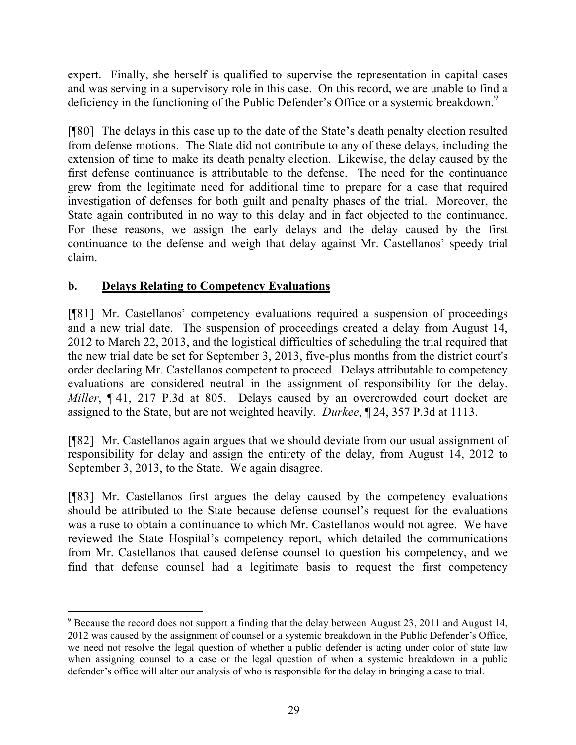expert. Finally, she herself is qualified to supervise the representation in capital cases and was serving in a supervisory role in this case. On this record, we are unable to find a deficiency in the functioning of the Public Defender's Office or a systemic breakdown.[9]

[¶80] The delays in this case up to the date of the State's death penalty election resulted from defense motions. The State did not contribute to any of these delays, including the extension of time to make its death penalty election. Likewise, the delay caused by the first defense continuance is attributable to the defense. The need for the continuance grew from the legitimate need for additional time to prepare for a case that required investigation of defenses for both guilt and penalty phases of the trial. Moreover, the State again contributed in no way to this delay and in fact objected to the continuance. For these reasons, we assign the early delays and the delay caused by the first continuance to the defense and weigh that delay against Mr. Castellanos' speedy trial claim.

### b. **Delays Relating to Competency Evaluations**

[¶81] Mr. Castellanos' competency evaluations required a suspension of proceedings and a new trial date. The suspension of proceedings created a delay from August 14, 2012 to March 22, 2013, and the logistical difficulties of scheduling the trial required that the new trial date be set for September 3, 2013, five-plus months from the district court's order declaring Mr. Castellanos competent to proceed. Delays attributable to competency evaluations are considered neutral in the assignment of responsibility for the delay. *Miller*, ¶ 41, 217 P.3d at 805. Delays caused by an overcrowded court docket are assigned to the State, but are not weighted heavily. *Durkee*, ¶ 24, 357 P.3d at 1113.

[¶82] Mr. Castellanos again argues that we should deviate from our usual assignment of responsibility for delay and assign the entirety of the delay, from August 14, 2012 to September 3, 2013, to the State. We again disagree.

[¶83] Mr. Castellanos first argues the delay caused by the competency evaluations should be attributed to the State because defense counsel's request for the evaluations was a ruse to obtain a continuance to which Mr. Castellanos would not agree. We have reviewed the State Hospital's competency report, which detailed the communications from Mr. Castellanos that caused defense counsel to question his competency, and we find that defense counsel had a legitimate basis to request the first competency

---

[9] Because the record does not support a finding that the delay between August 23, 2011 and August 14, 2012 was caused by the assignment of counsel or a systemic breakdown in the Public Defender's Office, we need not resolve the legal question of whether a public defender is acting under color of state law when assigning counsel to a case or the legal question of when a systemic breakdown in a public defender's office will alter our analysis of who is responsible for the delay in bringing a case to trial.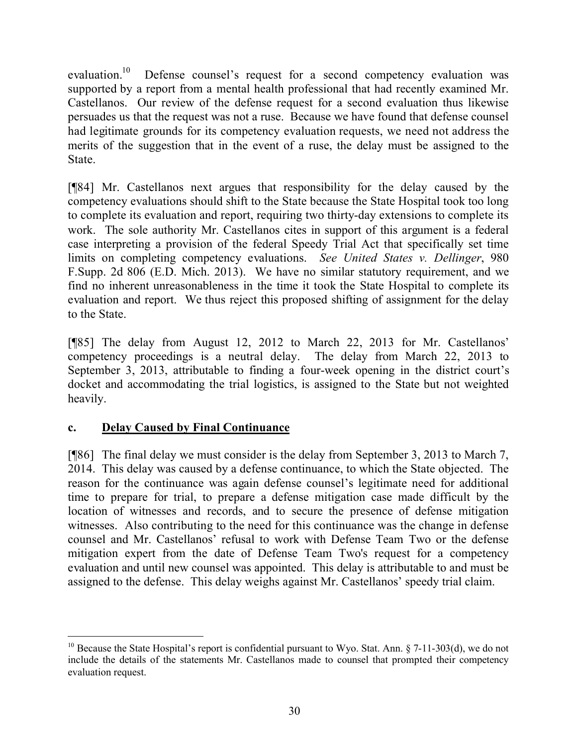evaluation.[10] Defense counsel's request for a second competency evaluation was supported by a report from a mental health professional that had recently examined Mr. Castellanos. Our review of the defense request for a second evaluation thus likewise persuades us that the request was not a ruse. Because we have found that defense counsel had legitimate grounds for its competency evaluation requests, we need not address the merits of the suggestion that in the event of a ruse, the delay must be assigned to the State.

[¶84] Mr. Castellanos next argues that responsibility for the delay caused by the competency evaluations should shift to the State because the State Hospital took too long to complete its evaluation and report, requiring two thirty-day extensions to complete its work. The sole authority Mr. Castellanos cites in support of this argument is a federal case interpreting a provision of the federal Speedy Trial Act that specifically set time limits on completing competency evaluations. *See United States v. Dellinger*, 980 F.Supp. 2d 806 (E.D. Mich. 2013). We have no similar statutory requirement, and we find no inherent unreasonableness in the time it took the State Hospital to complete its evaluation and report. We thus reject this proposed shifting of assignment for the delay to the State.

[¶85] The delay from August 12, 2012 to March 22, 2013 for Mr. Castellanos' competency proceedings is a neutral delay. The delay from March 22, 2013 to September 3, 2013, attributable to finding a four-week opening in the district court's docket and accommodating the trial logistics, is assigned to the State but not weighted heavily.

### c. Delay Caused by Final Continuance

[¶86] The final delay we must consider is the delay from September 3, 2013 to March 7, 2014. This delay was caused by a defense continuance, to which the State objected. The reason for the continuance was again defense counsel's legitimate need for additional time to prepare for trial, to prepare a defense mitigation case made difficult by the location of witnesses and records, and to secure the presence of defense mitigation witnesses. Also contributing to the need for this continuance was the change in defense counsel and Mr. Castellanos' refusal to work with Defense Team Two or the defense mitigation expert from the date of Defense Team Two's request for a competency evaluation and until new counsel was appointed. This delay is attributable to and must be assigned to the defense. This delay weighs against Mr. Castellanos' speedy trial claim.

---

[10] Because the State Hospital's report is confidential pursuant to Wyo. Stat. Ann. § 7-11-303(d), we do not include the details of the statements Mr. Castellanos made to counsel that prompted their competency evaluation request.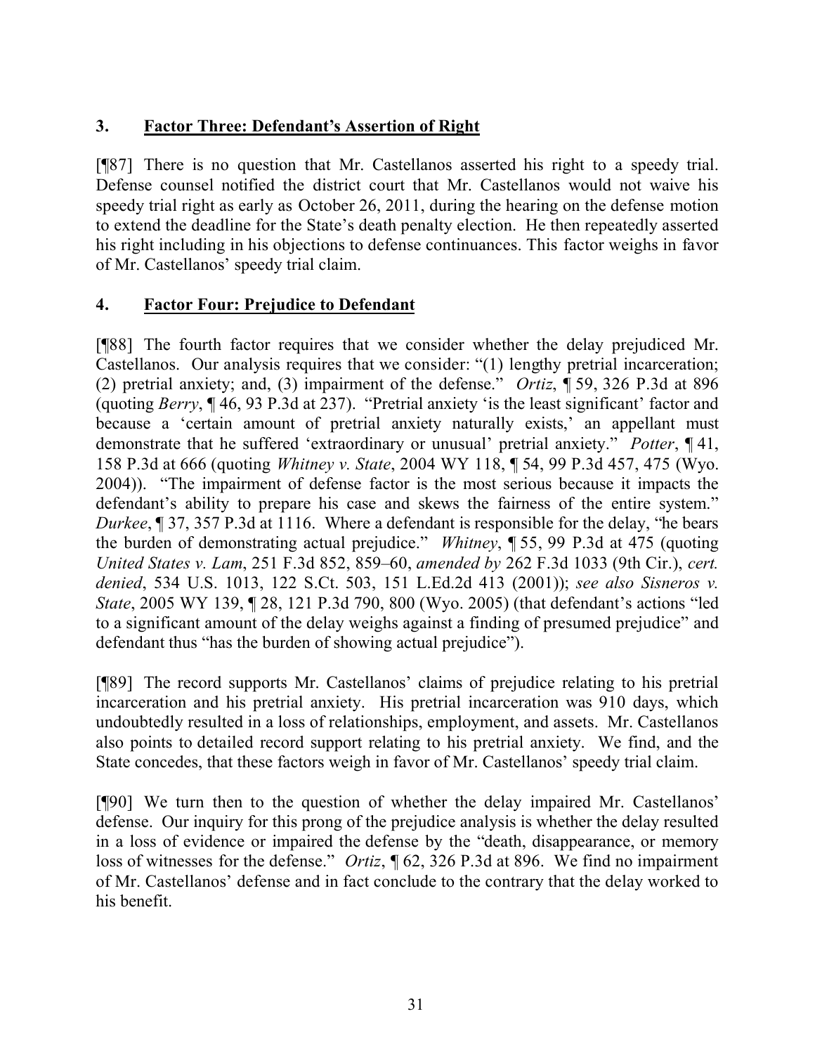### 3. **Factor Three: Defendant's Assertion of Right**

[¶87] There is no question that Mr. Castellanos asserted his right to a speedy trial. Defense counsel notified the district court that Mr. Castellanos would not waive his speedy trial right as early as October 26, 2011, during the hearing on the defense motion to extend the deadline for the State's death penalty election. He then repeatedly asserted his right including in his objections to defense continuances. This factor weighs in favor of Mr. Castellanos' speedy trial claim.

### 4. **Factor Four: Prejudice to Defendant**

[¶88] The fourth factor requires that we consider whether the delay prejudiced Mr. Castellanos. Our analysis requires that we consider: "(1) lengthy pretrial incarceration; (2) pretrial anxiety; and, (3) impairment of the defense." *Ortiz*, ¶ 59, 326 P.3d at 896 (quoting *Berry*, ¶ 46, 93 P.3d at 237). "Pretrial anxiety 'is the least significant' factor and because a 'certain amount of pretrial anxiety naturally exists,' an appellant must demonstrate that he suffered 'extraordinary or unusual' pretrial anxiety." *Potter*, ¶ 41, 158 P.3d at 666 (quoting *Whitney v. State*, 2004 WY 118, ¶ 54, 99 P.3d 457, 475 (Wyo. 2004)). "The impairment of defense factor is the most serious because it impacts the defendant's ability to prepare his case and skews the fairness of the entire system." *Durkee*, ¶ 37, 357 P.3d at 1116. Where a defendant is responsible for the delay, "he bears the burden of demonstrating actual prejudice." *Whitney*, ¶ 55, 99 P.3d at 475 (quoting *United States v. Lam*, 251 F.3d 852, 859–60, *amended by* 262 F.3d 1033 (9th Cir.), *cert. denied*, 534 U.S. 1013, 122 S.Ct. 503, 151 L.Ed.2d 413 (2001)); *see also Sisneros v. State*, 2005 WY 139, ¶ 28, 121 P.3d 790, 800 (Wyo. 2005) (that defendant's actions "led to a significant amount of the delay weighs against a finding of presumed prejudice" and defendant thus "has the burden of showing actual prejudice").

[¶89] The record supports Mr. Castellanos' claims of prejudice relating to his pretrial incarceration and his pretrial anxiety. His pretrial incarceration was 910 days, which undoubtedly resulted in a loss of relationships, employment, and assets. Mr. Castellanos also points to detailed record support relating to his pretrial anxiety. We find, and the State concedes, that these factors weigh in favor of Mr. Castellanos' speedy trial claim.

[¶90] We turn then to the question of whether the delay impaired Mr. Castellanos' defense. Our inquiry for this prong of the prejudice analysis is whether the delay resulted in a loss of evidence or impaired the defense by the "death, disappearance, or memory loss of witnesses for the defense." *Ortiz*, ¶ 62, 326 P.3d at 896. We find no impairment of Mr. Castellanos' defense and in fact conclude to the contrary that the delay worked to his benefit.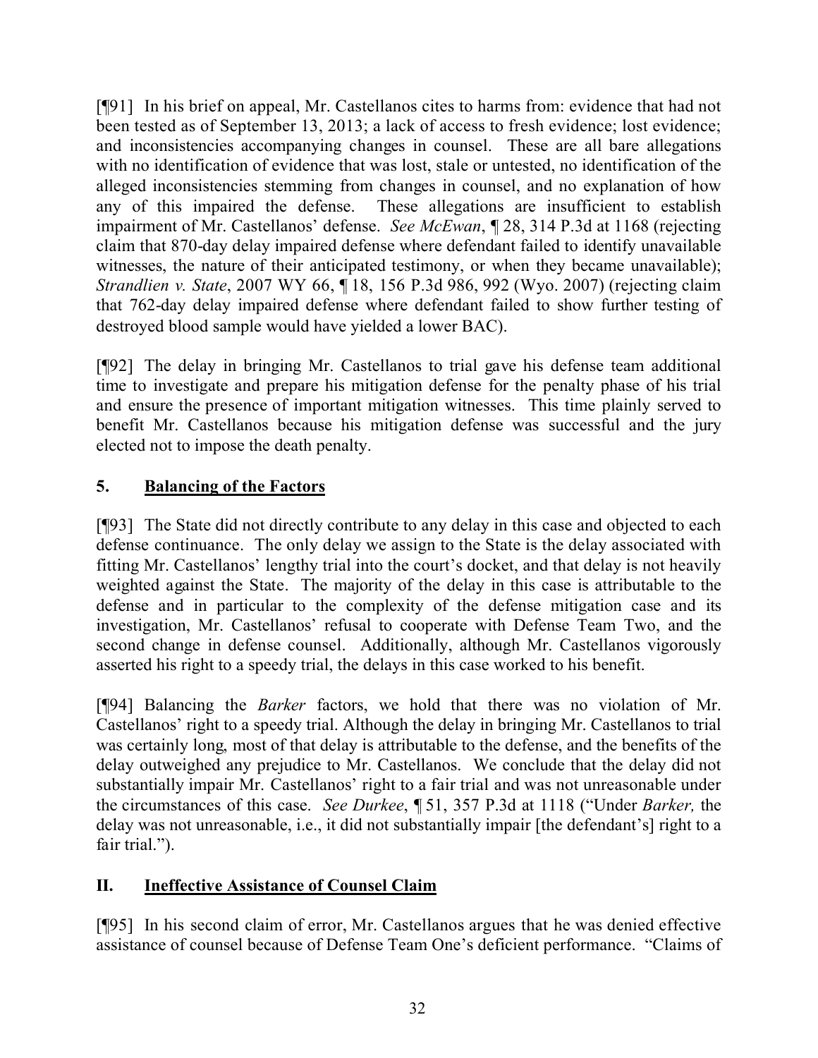[¶91] In his brief on appeal, Mr. Castellanos cites to harms from: evidence that had not been tested as of September 13, 2013; a lack of access to fresh evidence; lost evidence; and inconsistencies accompanying changes in counsel. These are all bare allegations with no identification of evidence that was lost, stale or untested, no identification of the alleged inconsistencies stemming from changes in counsel, and no explanation of how any of this impaired the defense. These allegations are insufficient to establish impairment of Mr. Castellanos' defense. *See McEwan*, ¶ 28, 314 P.3d at 1168 (rejecting claim that 870-day delay impaired defense where defendant failed to identify unavailable witnesses, the nature of their anticipated testimony, or when they became unavailable); *Strandlien v. State*, 2007 WY 66, ¶ 18, 156 P.3d 986, 992 (Wyo. 2007) (rejecting claim that 762-day delay impaired defense where defendant failed to show further testing of destroyed blood sample would have yielded a lower BAC).

[¶92] The delay in bringing Mr. Castellanos to trial gave his defense team additional time to investigate and prepare his mitigation defense for the penalty phase of his trial and ensure the presence of important mitigation witnesses. This time plainly served to benefit Mr. Castellanos because his mitigation defense was successful and the jury elected not to impose the death penalty.

### 5. Balancing of the Factors

[¶93] The State did not directly contribute to any delay in this case and objected to each defense continuance. The only delay we assign to the State is the delay associated with fitting Mr. Castellanos' lengthy trial into the court's docket, and that delay is not heavily weighted against the State. The majority of the delay in this case is attributable to the defense and in particular to the complexity of the defense mitigation case and its investigation, Mr. Castellanos' refusal to cooperate with Defense Team Two, and the second change in defense counsel. Additionally, although Mr. Castellanos vigorously asserted his right to a speedy trial, the delays in this case worked to his benefit.

[¶94] Balancing the *Barker* factors, we hold that there was no violation of Mr. Castellanos' right to a speedy trial. Although the delay in bringing Mr. Castellanos to trial was certainly long, most of that delay is attributable to the defense, and the benefits of the delay outweighed any prejudice to Mr. Castellanos. We conclude that the delay did not substantially impair Mr. Castellanos' right to a fair trial and was not unreasonable under the circumstances of this case. *See Durkee*, ¶ 51, 357 P.3d at 1118 ("Under *Barker,* the delay was not unreasonable, i.e., it did not substantially impair [the defendant's] right to a fair trial.").

## II. Ineffective Assistance of Counsel Claim

[¶95] In his second claim of error, Mr. Castellanos argues that he was denied effective assistance of counsel because of Defense Team One's deficient performance. "Claims of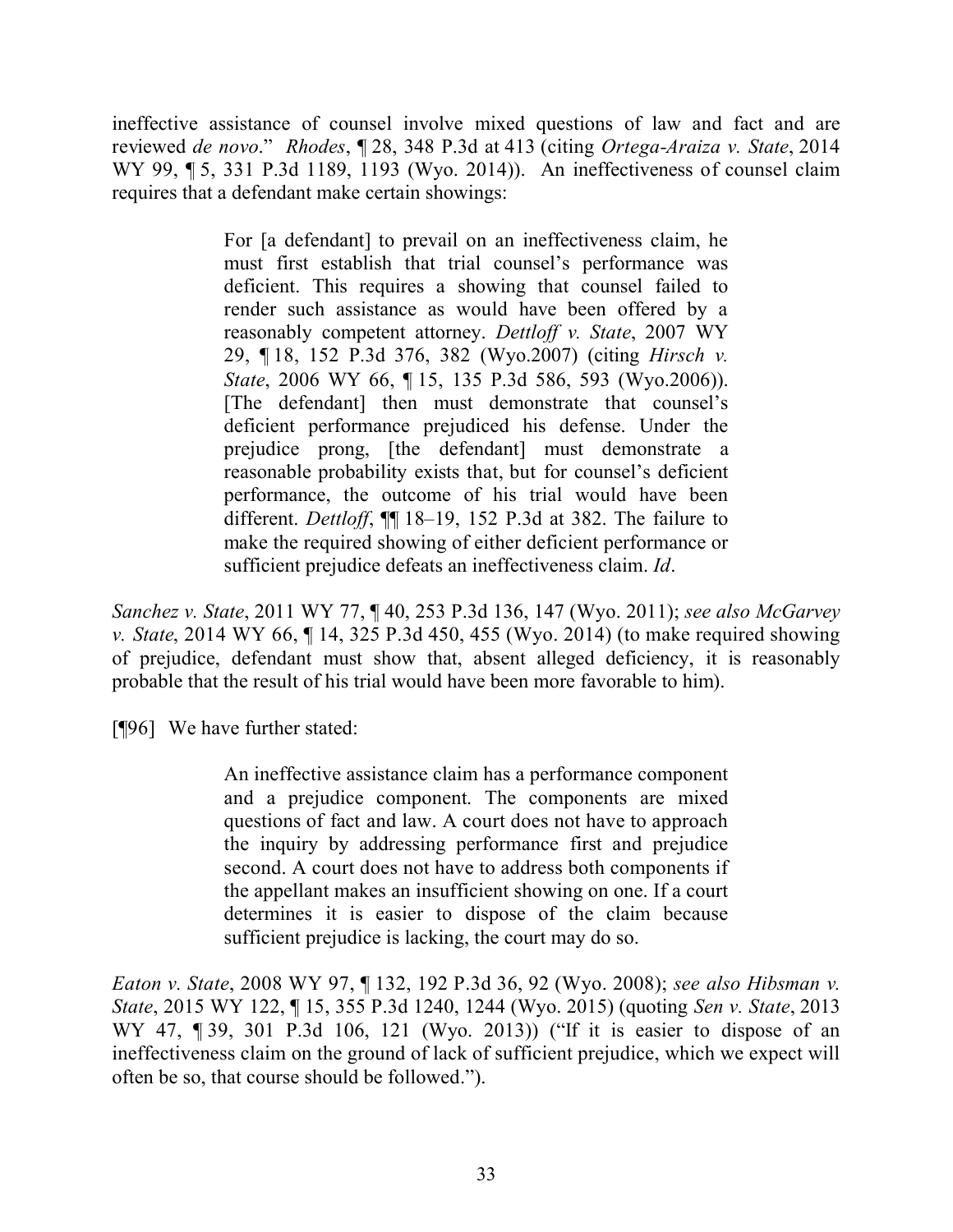ineffective assistance of counsel involve mixed questions of law and fact and are reviewed *de novo*." *Rhodes*, ¶ 28, 348 P.3d at 413 (citing *Ortega-Araiza v. State*, 2014 WY 99, ¶ 5, 331 P.3d 1189, 1193 (Wyo. 2014)). An ineffectiveness of counsel claim requires that a defendant make certain showings:

> For [a defendant] to prevail on an ineffectiveness claim, he must first establish that trial counsel's performance was deficient. This requires a showing that counsel failed to render such assistance as would have been offered by a reasonably competent attorney. *Dettloff v. State*, 2007 WY 29, ¶ 18, 152 P.3d 376, 382 (Wyo.2007) (citing *Hirsch v. State*, 2006 WY 66, ¶ 15, 135 P.3d 586, 593 (Wyo.2006)). [The defendant] then must demonstrate that counsel's deficient performance prejudiced his defense. Under the prejudice prong, [the defendant] must demonstrate a reasonable probability exists that, but for counsel's deficient performance, the outcome of his trial would have been different. *Dettloff*, ¶¶ 18–19, 152 P.3d at 382. The failure to make the required showing of either deficient performance or sufficient prejudice defeats an ineffectiveness claim. *Id*.

*Sanchez v. State*, 2011 WY 77, ¶ 40, 253 P.3d 136, 147 (Wyo. 2011); *see also McGarvey v. State*, 2014 WY 66, ¶ 14, 325 P.3d 450, 455 (Wyo. 2014) (to make required showing of prejudice, defendant must show that, absent alleged deficiency, it is reasonably probable that the result of his trial would have been more favorable to him).

[¶96] We have further stated:

> An ineffective assistance claim has a performance component and a prejudice component. The components are mixed questions of fact and law. A court does not have to approach the inquiry by addressing performance first and prejudice second. A court does not have to address both components if the appellant makes an insufficient showing on one. If a court determines it is easier to dispose of the claim because sufficient prejudice is lacking, the court may do so.

*Eaton v. State*, 2008 WY 97, ¶ 132, 192 P.3d 36, 92 (Wyo. 2008); *see also Hibsman v. State*, 2015 WY 122, ¶ 15, 355 P.3d 1240, 1244 (Wyo. 2015) (quoting *Sen v. State*, 2013 WY 47, ¶ 39, 301 P.3d 106, 121 (Wyo. 2013)) ("If it is easier to dispose of an ineffectiveness claim on the ground of lack of sufficient prejudice, which we expect will often be so, that course should be followed.").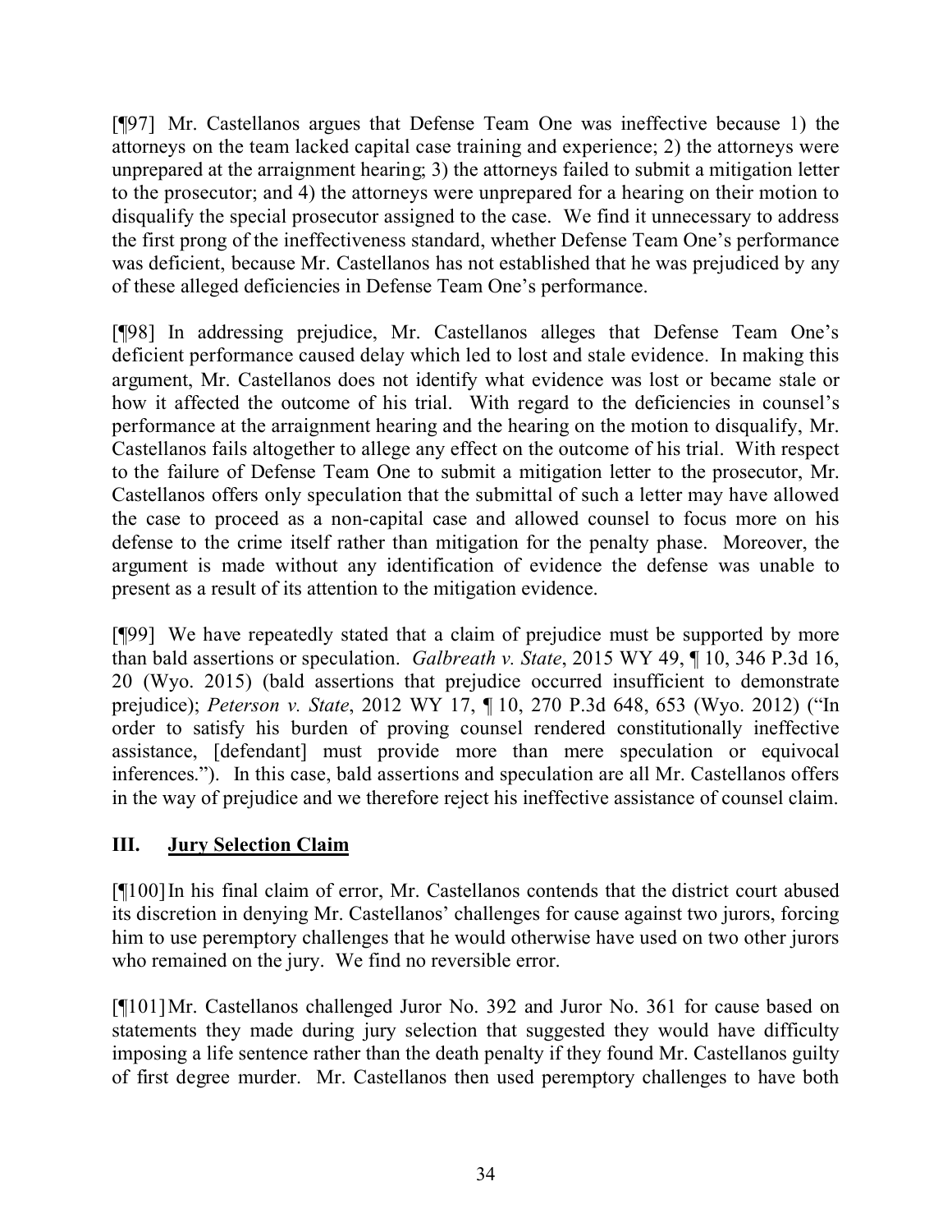[¶97] Mr. Castellanos argues that Defense Team One was ineffective because 1) the attorneys on the team lacked capital case training and experience; 2) the attorneys were unprepared at the arraignment hearing; 3) the attorneys failed to submit a mitigation letter to the prosecutor; and 4) the attorneys were unprepared for a hearing on their motion to disqualify the special prosecutor assigned to the case. We find it unnecessary to address the first prong of the ineffectiveness standard, whether Defense Team One's performance was deficient, because Mr. Castellanos has not established that he was prejudiced by any of these alleged deficiencies in Defense Team One's performance.

[¶98] In addressing prejudice, Mr. Castellanos alleges that Defense Team One's deficient performance caused delay which led to lost and stale evidence. In making this argument, Mr. Castellanos does not identify what evidence was lost or became stale or how it affected the outcome of his trial. With regard to the deficiencies in counsel's performance at the arraignment hearing and the hearing on the motion to disqualify, Mr. Castellanos fails altogether to allege any effect on the outcome of his trial. With respect to the failure of Defense Team One to submit a mitigation letter to the prosecutor, Mr. Castellanos offers only speculation that the submittal of such a letter may have allowed the case to proceed as a non-capital case and allowed counsel to focus more on his defense to the crime itself rather than mitigation for the penalty phase. Moreover, the argument is made without any identification of evidence the defense was unable to present as a result of its attention to the mitigation evidence.

[¶99] We have repeatedly stated that a claim of prejudice must be supported by more than bald assertions or speculation. *Galbreath v. State*, 2015 WY 49, ¶ 10, 346 P.3d 16, 20 (Wyo. 2015) (bald assertions that prejudice occurred insufficient to demonstrate prejudice); *Peterson v. State*, 2012 WY 17, ¶ 10, 270 P.3d 648, 653 (Wyo. 2012) ("In order to satisfy his burden of proving counsel rendered constitutionally ineffective assistance, [defendant] must provide more than mere speculation or equivocal inferences."). In this case, bald assertions and speculation are all Mr. Castellanos offers in the way of prejudice and we therefore reject his ineffective assistance of counsel claim.

## III. Jury Selection Claim

[¶100] In his final claim of error, Mr. Castellanos contends that the district court abused its discretion in denying Mr. Castellanos' challenges for cause against two jurors, forcing him to use peremptory challenges that he would otherwise have used on two other jurors who remained on the jury. We find no reversible error.

[¶101] Mr. Castellanos challenged Juror No. 392 and Juror No. 361 for cause based on statements they made during jury selection that suggested they would have difficulty imposing a life sentence rather than the death penalty if they found Mr. Castellanos guilty of first degree murder. Mr. Castellanos then used peremptory challenges to have both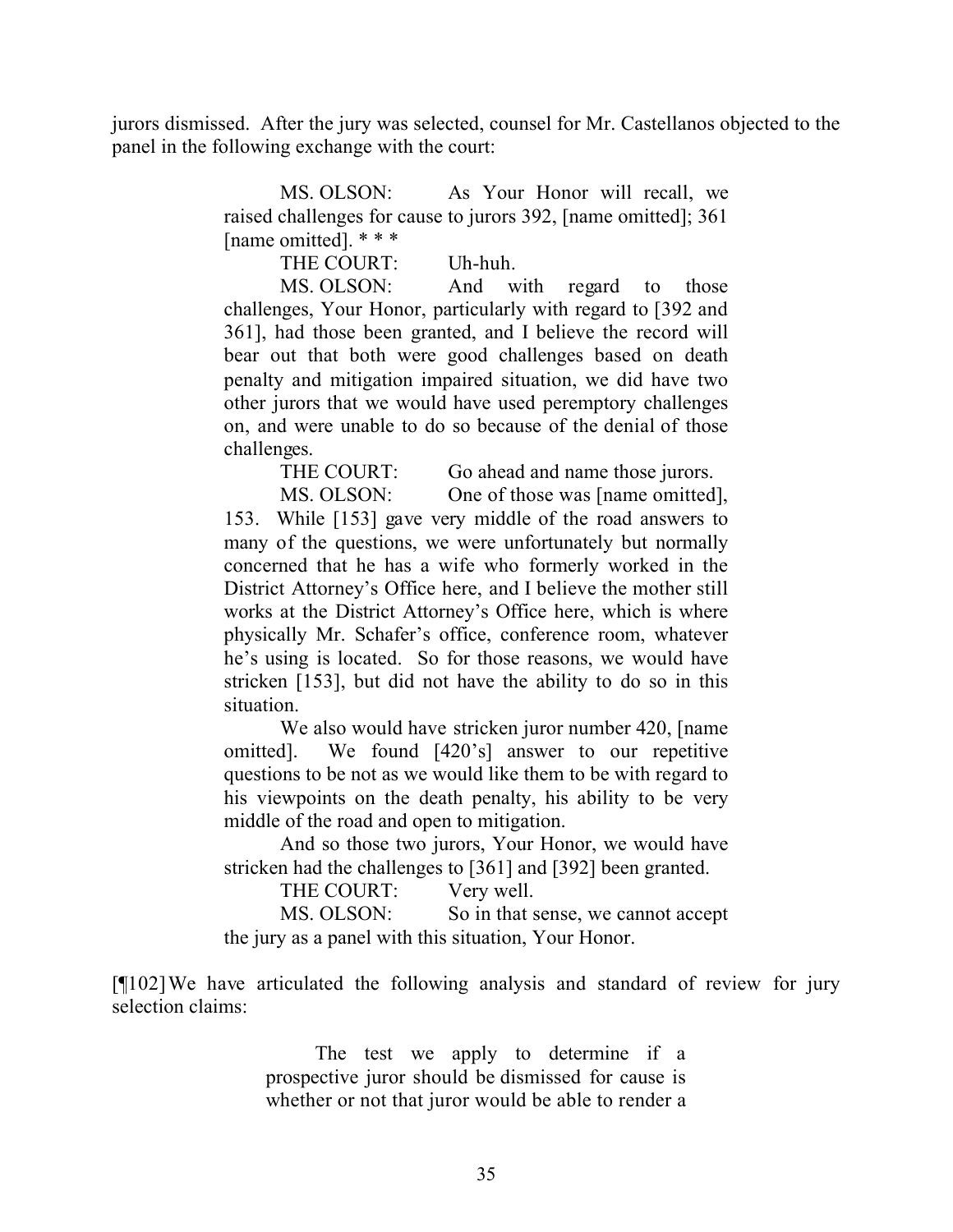jurors dismissed. After the jury was selected, counsel for Mr. Castellanos objected to the panel in the following exchange with the court:

> MS. OLSON: As Your Honor will recall, we raised challenges for cause to jurors 392, [name omitted]; 361 [name omitted]. * * *
>
> THE COURT: Uh-huh.
>
> MS. OLSON: And with regard to those challenges, Your Honor, particularly with regard to [392 and 361], had those been granted, and I believe the record will bear out that both were good challenges based on death penalty and mitigation impaired situation, we did have two other jurors that we would have used peremptory challenges on, and were unable to do so because of the denial of those challenges.
>
> THE COURT: Go ahead and name those jurors.
>
> MS. OLSON: One of those was [name omitted], 153. While [153] gave very middle of the road answers to many of the questions, we were unfortunately but normally concerned that he has a wife who formerly worked in the District Attorney's Office here, and I believe the mother still works at the District Attorney's Office here, which is where physically Mr. Schafer's office, conference room, whatever he's using is located. So for those reasons, we would have stricken [153], but did not have the ability to do so in this situation.
>
> We also would have stricken juror number 420, [name omitted]. We found [420's] answer to our repetitive questions to be not as we would like them to be with regard to his viewpoints on the death penalty, his ability to be very middle of the road and open to mitigation.
>
> And so those two jurors, Your Honor, we would have stricken had the challenges to [361] and [392] been granted.
>
> THE COURT: Very well.
>
> MS. OLSON: So in that sense, we cannot accept the jury as a panel with this situation, Your Honor.

[¶102] We have articulated the following analysis and standard of review for jury selection claims:

> The test we apply to determine if a prospective juror should be dismissed for cause is whether or not that juror would be able to render a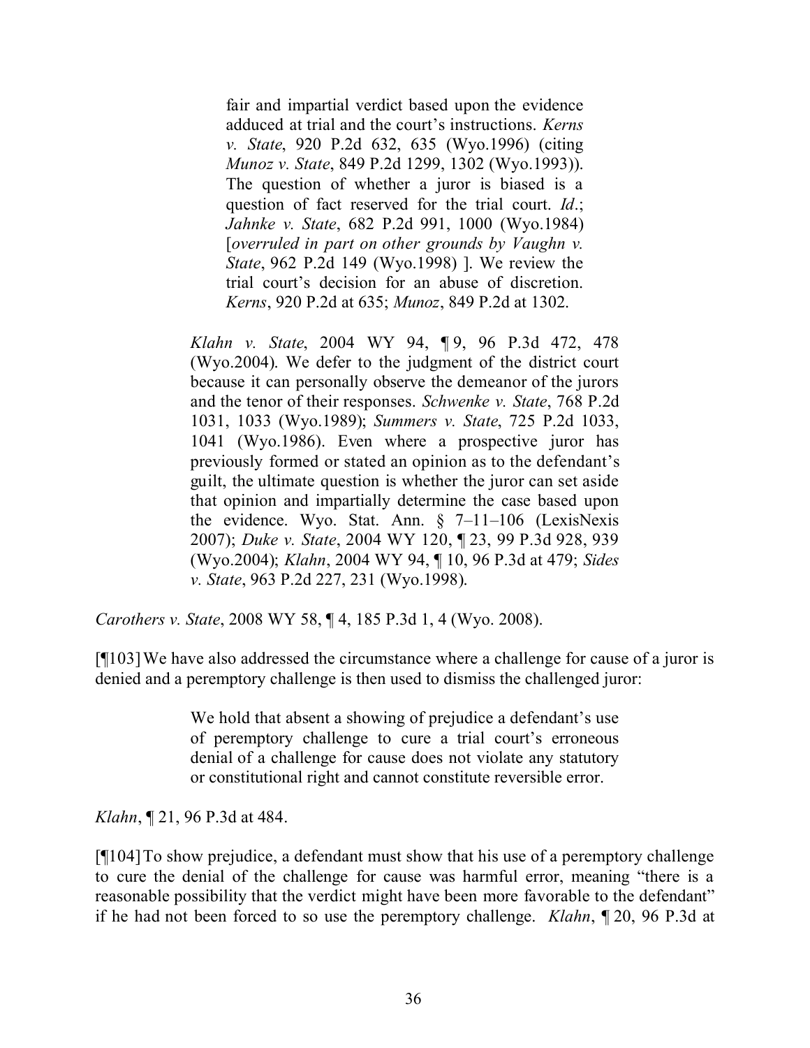> fair and impartial verdict based upon the evidence adduced at trial and the court's instructions. *Kerns v. State*, 920 P.2d 632, 635 (Wyo.1996) (citing *Munoz v. State*, 849 P.2d 1299, 1302 (Wyo.1993)). The question of whether a juror is biased is a question of fact reserved for the trial court. *Id*.; *Jahnke v. State*, 682 P.2d 991, 1000 (Wyo.1984) [*overruled in part on other grounds by Vaughn v. State*, 962 P.2d 149 (Wyo.1998) ]. We review the trial court's decision for an abuse of discretion. *Kerns*, 920 P.2d at 635; *Munoz*, 849 P.2d at 1302.
>
> *Klahn v. State*, 2004 WY 94, ¶ 9, 96 P.3d 472, 478 (Wyo.2004). We defer to the judgment of the district court because it can personally observe the demeanor of the jurors and the tenor of their responses. *Schwenke v. State*, 768 P.2d 1031, 1033 (Wyo.1989); *Summers v. State*, 725 P.2d 1033, 1041 (Wyo.1986). Even where a prospective juror has previously formed or stated an opinion as to the defendant's guilt, the ultimate question is whether the juror can set aside that opinion and impartially determine the case based upon the evidence. Wyo. Stat. Ann. § 7–11–106 (LexisNexis 2007); *Duke v. State*, 2004 WY 120, ¶ 23, 99 P.3d 928, 939 (Wyo.2004); *Klahn*, 2004 WY 94, ¶ 10, 96 P.3d at 479; *Sides v. State*, 963 P.2d 227, 231 (Wyo.1998).

*Carothers v. State*, 2008 WY 58, ¶ 4, 185 P.3d 1, 4 (Wyo. 2008).

[¶103] We have also addressed the circumstance where a challenge for cause of a juror is denied and a peremptory challenge is then used to dismiss the challenged juror:

> We hold that absent a showing of prejudice a defendant's use of peremptory challenge to cure a trial court's erroneous denial of a challenge for cause does not violate any statutory or constitutional right and cannot constitute reversible error.

*Klahn*, ¶ 21, 96 P.3d at 484.

[¶104] To show prejudice, a defendant must show that his use of a peremptory challenge to cure the denial of the challenge for cause was harmful error, meaning "there is a reasonable possibility that the verdict might have been more favorable to the defendant" if he had not been forced to so use the peremptory challenge. *Klahn*, ¶ 20, 96 P.3d at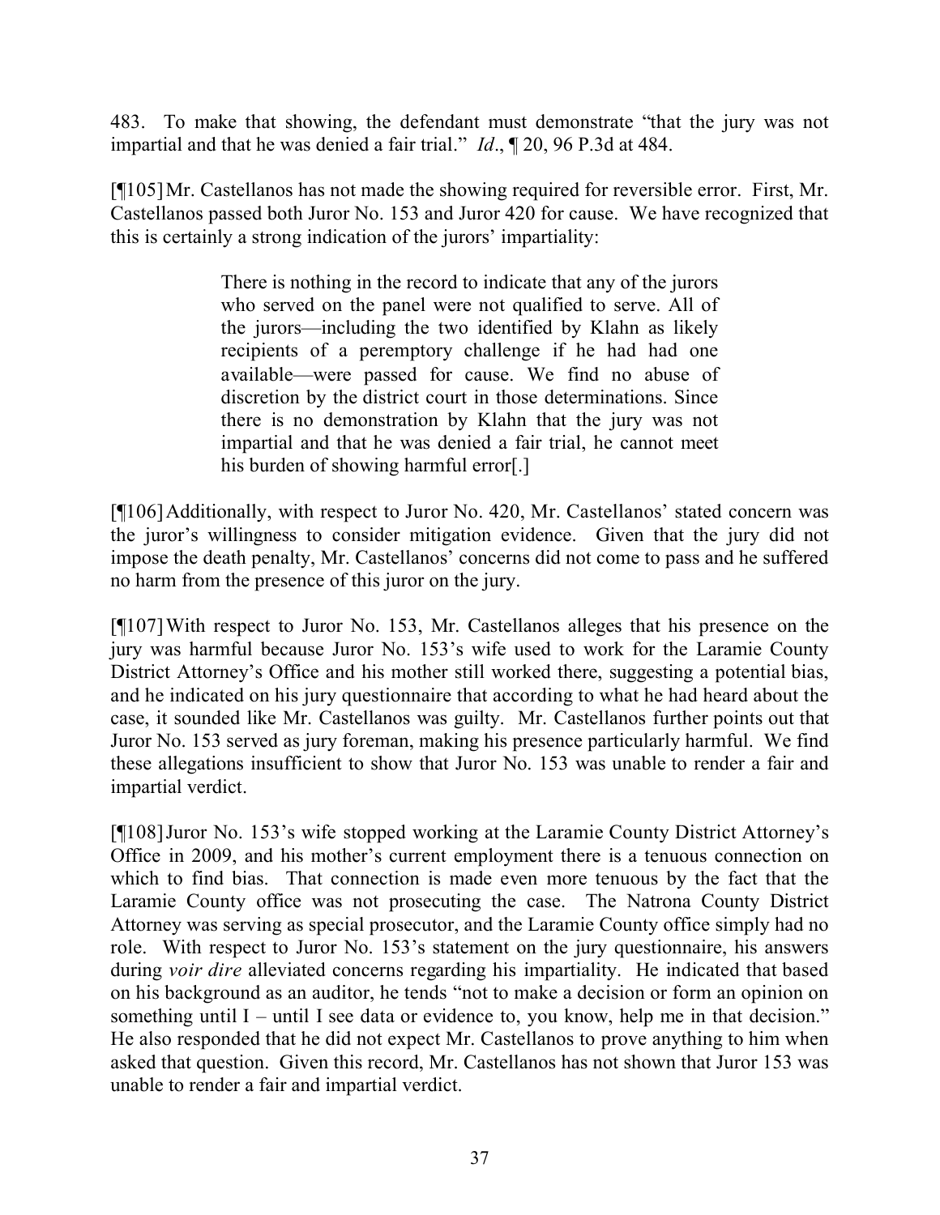483. To make that showing, the defendant must demonstrate "that the jury was not impartial and that he was denied a fair trial." *Id*., ¶ 20, 96 P.3d at 484.

[¶105] Mr. Castellanos has not made the showing required for reversible error. First, Mr. Castellanos passed both Juror No. 153 and Juror 420 for cause. We have recognized that this is certainly a strong indication of the jurors' impartiality:

> There is nothing in the record to indicate that any of the jurors who served on the panel were not qualified to serve. All of the jurors—including the two identified by Klahn as likely recipients of a peremptory challenge if he had had one available—were passed for cause. We find no abuse of discretion by the district court in those determinations. Since there is no demonstration by Klahn that the jury was not impartial and that he was denied a fair trial, he cannot meet his burden of showing harmful error[.]

[¶106] Additionally, with respect to Juror No. 420, Mr. Castellanos' stated concern was the juror's willingness to consider mitigation evidence. Given that the jury did not impose the death penalty, Mr. Castellanos' concerns did not come to pass and he suffered no harm from the presence of this juror on the jury.

[¶107] With respect to Juror No. 153, Mr. Castellanos alleges that his presence on the jury was harmful because Juror No. 153's wife used to work for the Laramie County District Attorney's Office and his mother still worked there, suggesting a potential bias, and he indicated on his jury questionnaire that according to what he had heard about the case, it sounded like Mr. Castellanos was guilty. Mr. Castellanos further points out that Juror No. 153 served as jury foreman, making his presence particularly harmful. We find these allegations insufficient to show that Juror No. 153 was unable to render a fair and impartial verdict.

[¶108] Juror No. 153's wife stopped working at the Laramie County District Attorney's Office in 2009, and his mother's current employment there is a tenuous connection on which to find bias. That connection is made even more tenuous by the fact that the Laramie County office was not prosecuting the case. The Natrona County District Attorney was serving as special prosecutor, and the Laramie County office simply had no role. With respect to Juror No. 153's statement on the jury questionnaire, his answers during *voir dire* alleviated concerns regarding his impartiality. He indicated that based on his background as an auditor, he tends "not to make a decision or form an opinion on something until I – until I see data or evidence to, you know, help me in that decision." He also responded that he did not expect Mr. Castellanos to prove anything to him when asked that question. Given this record, Mr. Castellanos has not shown that Juror 153 was unable to render a fair and impartial verdict.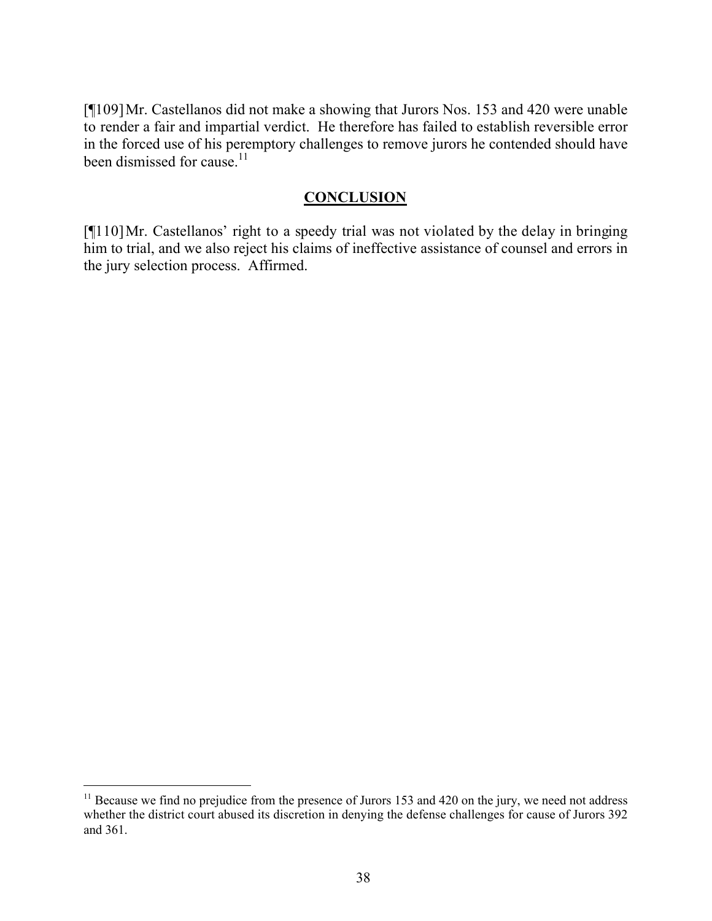[¶109] Mr. Castellanos did not make a showing that Jurors Nos. 153 and 420 were unable to render a fair and impartial verdict. He therefore has failed to establish reversible error in the forced use of his peremptory challenges to remove jurors he contended should have been dismissed for cause.[11]

## **CONCLUSION**

[¶110] Mr. Castellanos' right to a speedy trial was not violated by the delay in bringing him to trial, and we also reject his claims of ineffective assistance of counsel and errors in the jury selection process. Affirmed.

---

[11] Because we find no prejudice from the presence of Jurors 153 and 420 on the jury, we need not address whether the district court abused its discretion in denying the defense challenges for cause of Jurors 392 and 361.